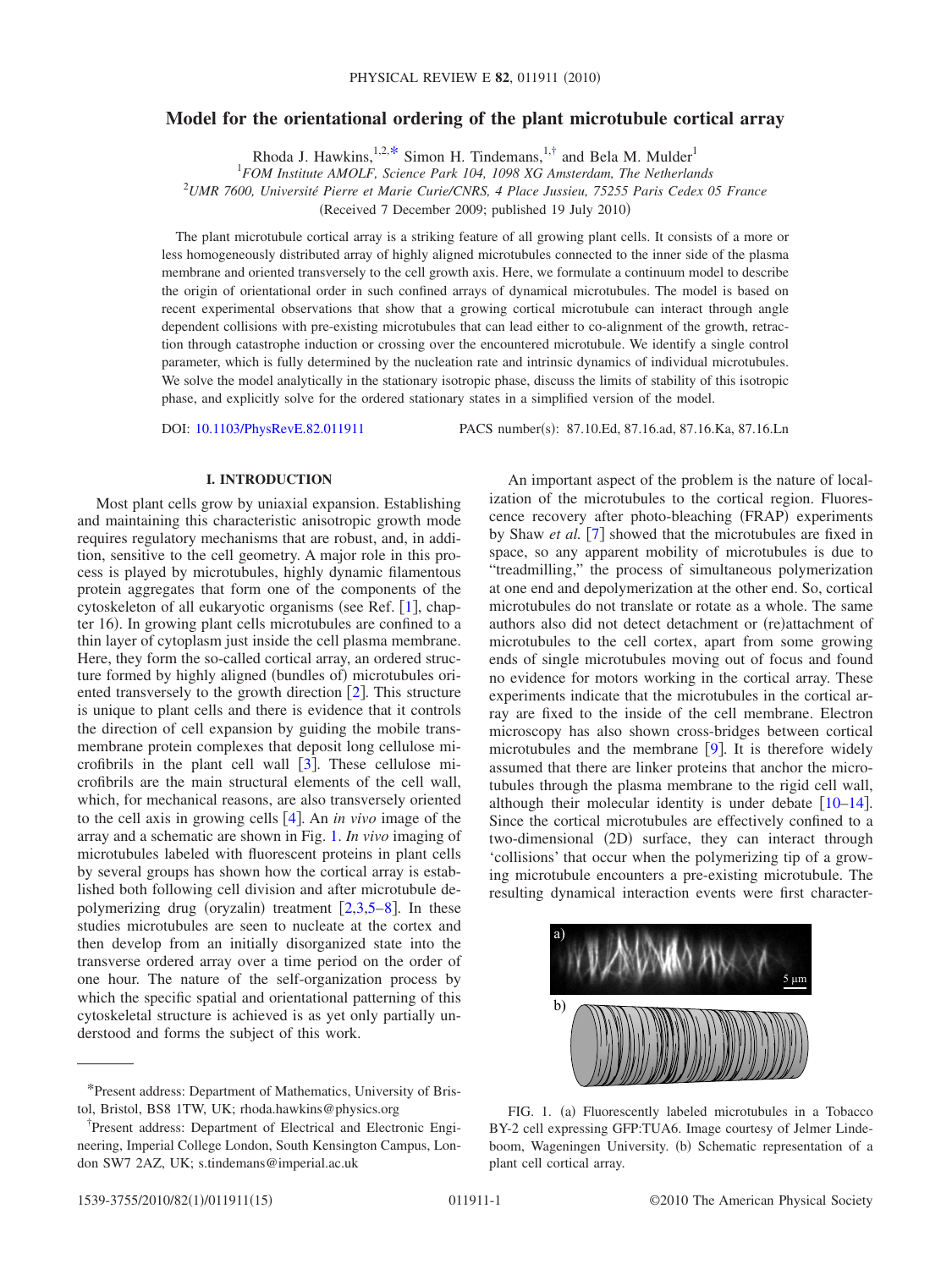# Model for the orientational ordering of the plant microtubule cortical array

Rhoda J. Hawkins,[1,2,*] Simon H. Tindemans,[1,†] and Bela M. Mulder[1]

[1]*FOM Institute AMOLF, Science Park 104, 1098 XG Amsterdam, The Netherlands*

[2]*UMR 7600, Université Pierre et Marie Curie/CNRS, 4 Place Jussieu, 75255 Paris Cedex 05 France*

(Received 7 December 2009; published 19 July 2010)

The plant microtubule cortical array is a striking feature of all growing plant cells. It consists of a more or less homogeneously distributed array of highly aligned microtubules connected to the inner side of the plasma membrane and oriented transversely to the cell growth axis. Here, we formulate a continuum model to describe the origin of orientational order in such confined arrays of dynamical microtubules. The model is based on recent experimental observations that show that a growing cortical microtubule can interact through angle dependent collisions with pre-existing microtubules that can lead either to co-alignment of the growth, retraction through catastrophe induction or crossing over the encountered microtubule. We identify a single control parameter, which is fully determined by the nucleation rate and intrinsic dynamics of individual microtubules. We solve the model analytically in the stationary isotropic phase, discuss the limits of stability of this isotropic phase, and explicitly solve for the ordered stationary states in a simplified version of the model.

DOI: 10.1103/PhysRevE.82.011911 PACS number(s): 87.10.Ed, 87.16.ad, 87.16.Ka, 87.16.Ln

## I. INTRODUCTION

Most plant cells grow by uniaxial expansion. Establishing and maintaining this characteristic anisotropic growth mode requires regulatory mechanisms that are robust, and, in addition, sensitive to the cell geometry. A major role in this process is played by microtubules, highly dynamic filamentous protein aggregates that form one of the components of the cytoskeleton of all eukaryotic organisms (see Ref. [1], chapter 16). In growing plant cells microtubules are confined to a thin layer of cytoplasm just inside the cell plasma membrane. Here, they form the so-called cortical array, an ordered structure formed by highly aligned (bundles of) microtubules oriented transversely to the growth direction [2]. This structure is unique to plant cells and there is evidence that it controls the direction of cell expansion by guiding the mobile transmembrane protein complexes that deposit long cellulose microfibrils in the plant cell wall [3]. These cellulose microfibrils are the main structural elements of the cell wall, which, for mechanical reasons, are also transversely oriented to the cell axis in growing cells [4]. An *in vivo* image of the array and a schematic are shown in Fig. 1. *In vivo* imaging of microtubules labeled with fluorescent proteins in plant cells by several groups has shown how the cortical array is established both following cell division and after microtubule depolymerizing drug (oryzalin) treatment [2,3,5–8]. In these studies microtubules are seen to nucleate at the cortex and then develop from an initially disorganized state into the transverse ordered array over a time period on the order of one hour. The nature of the self-organization process by which the specific spatial and orientational patterning of this cytoskeletal structure is achieved is as yet only partially understood and forms the subject of this work.

An important aspect of the problem is the nature of localization of the microtubules to the cortical region. Fluorescence recovery after photo-bleaching (FRAP) experiments by Shaw *et al.* [7] showed that the microtubules are fixed in space, so any apparent mobility of microtubules is due to "treadmilling," the process of simultaneous polymerization at one end and depolymerization at the other end. So, cortical microtubules do not translate or rotate as a whole. The same authors also did not detect detachment or (re)attachment of microtubules to the cell cortex, apart from some growing ends of single microtubules moving out of focus and found no evidence for motors working in the cortical array. These experiments indicate that the microtubules in the cortical array are fixed to the inside of the cell membrane. Electron microscopy has also shown cross-bridges between cortical microtubules and the membrane [9]. It is therefore widely assumed that there are linker proteins that anchor the microtubules through the plasma membrane to the rigid cell wall, although their molecular identity is under debate [10–14]. Since the cortical microtubules are effectively confined to a two-dimensional (2D) surface, they can interact through 'collisions' that occur when the polymerizing tip of a growing microtubule encounters a pre-existing microtubule. The resulting dynamical interaction events were first character-

FIG. 1. (a) Fluorescently labeled microtubules in a Tobacco BY-2 cell expressing GFP:TUA6. Image courtesy of Jelmer Lindeboom, Wageningen University. (b) Schematic representation of a plant cell cortical array.

*Present address: Department of Mathematics, University of Bristol, Bristol, BS8 1TW, UK; rhoda.hawkins@physics.org

†Present address: Department of Electrical and Electronic Engineering, Imperial College London, South Kensington Campus, London SW7 2AZ, UK; s.tindemans@imperial.ac.uk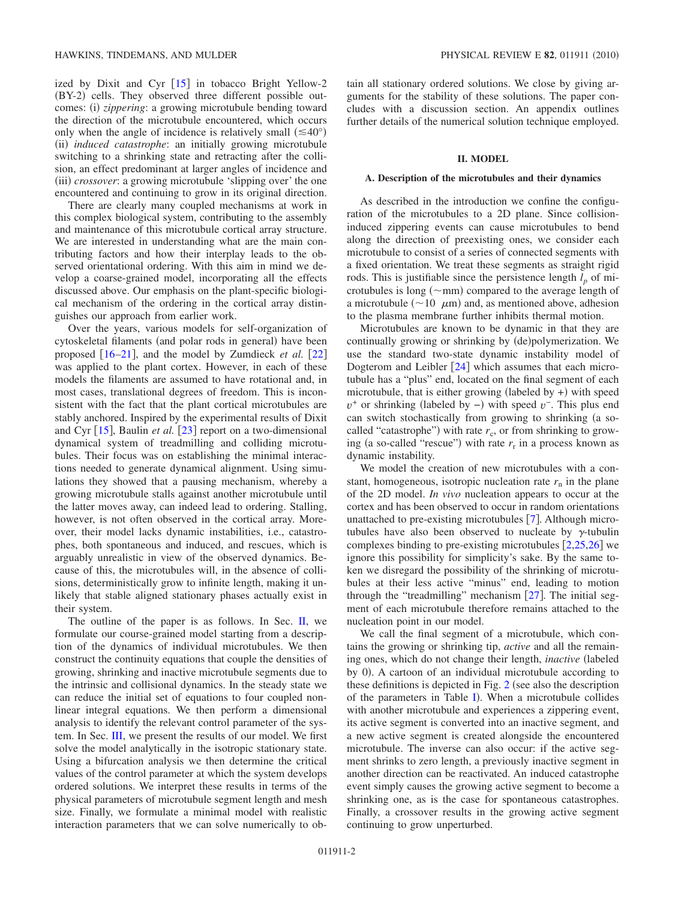ized by Dixit and Cyr [15] in tobacco Bright Yellow-2 (BY-2) cells. They observed three different possible outcomes: (i) *zippering*: a growing microtubule bending toward the direction of the microtubule encountered, which occurs only when the angle of incidence is relatively small ($\lesssim 40°$) (ii) *induced catastrophe*: an initially growing microtubule switching to a shrinking state and retracting after the collision, an effect predominant at larger angles of incidence and (iii) *crossover*: a growing microtubule 'slipping over' the one encountered and continuing to grow in its original direction.

There are clearly many coupled mechanisms at work in this complex biological system, contributing to the assembly and maintenance of this microtubule cortical array structure. We are interested in understanding what are the main contributing factors and how their interplay leads to the observed orientational ordering. With this aim in mind we develop a coarse-grained model, incorporating all the effects discussed above. Our emphasis on the plant-specific biological mechanism of the ordering in the cortical array distinguishes our approach from earlier work.

Over the years, various models for self-organization of cytoskeletal filaments (and polar rods in general) have been proposed [16–21], and the model by Zumdieck *et al.* [22] was applied to the plant cortex. However, in each of these models the filaments are assumed to have rotational and, in most cases, translational degrees of freedom. This is inconsistent with the fact that the plant cortical microtubules are stably anchored. Inspired by the experimental results of Dixit and Cyr [15], Baulin *et al.* [23] report on a two-dimensional dynamical system of treadmilling and colliding microtubules. Their focus was on establishing the minimal interactions needed to generate dynamical alignment. Using simulations they showed that a pausing mechanism, whereby a growing microtubule stalls against another microtubule until the latter moves away, can indeed lead to ordering. Stalling, however, is not often observed in the cortical array. Moreover, their model lacks dynamic instabilities, i.e., catastrophes, both spontaneous and induced, and rescues, which is arguably unrealistic in view of the observed dynamics. Because of this, the microtubules will, in the absence of collisions, deterministically grow to infinite length, making it unlikely that stable aligned stationary phases actually exist in their system.

The outline of the paper is as follows. In Sec. II, we formulate our course-grained model starting from a description of the dynamics of individual microtubules. We then construct the continuity equations that couple the densities of growing, shrinking and inactive microtubule segments due to the intrinsic and collisional dynamics. In the steady state we can reduce the initial set of equations to four coupled nonlinear integral equations. We then perform a dimensional analysis to identify the relevant control parameter of the system. In Sec. III, we present the results of our model. We first solve the model analytically in the isotropic stationary state. Using a bifurcation analysis we then determine the critical values of the control parameter at which the system develops ordered solutions. We interpret these results in terms of the physical parameters of microtubule segment length and mesh size. Finally, we formulate a minimal model with realistic interaction parameters that we can solve numerically to obtain all stationary ordered solutions. We close by giving arguments for the stability of these solutions. The paper concludes with a discussion section. An appendix outlines further details of the numerical solution technique employed.

## II. MODEL

### A. Description of the microtubules and their dynamics

As described in the introduction we confine the configuration of the microtubules to a 2D plane. Since collision-induced zippering events can cause microtubules to bend along the direction of preexisting ones, we consider each microtubule to consist of a series of connected segments with a fixed orientation. We treat these segments as straight rigid rods. This is justifiable since the persistence length $l_p$ of microtubules is long ($\sim$mm) compared to the average length of a microtubule ($\sim 10\ \mu$m) and, as mentioned above, adhesion to the plasma membrane further inhibits thermal motion.

Microtubules are known to be dynamic in that they are continually growing or shrinking by (de)polymerization. We use the standard two-state dynamic instability model of Dogterom and Leibler [24] which assumes that each microtubule has a "plus" end, located on the final segment of each microtubule, that is either growing (labeled by +) with speed $v^{+}$ or shrinking (labeled by −) with speed $v^{-}$. This plus end can switch stochastically from growing to shrinking (a so-called "catastrophe") with rate $r_c$, or from shrinking to growing (a so-called "rescue") with rate $r_r$ in a process known as dynamic instability.

We model the creation of new microtubules with a constant, homogeneous, isotropic nucleation rate $r_n$ in the plane of the 2D model. *In vivo* nucleation appears to occur at the cortex and has been observed to occur in random orientations unattached to pre-existing microtubules [7]. Although microtubules have also been observed to nucleate by $\gamma$-tubulin complexes binding to pre-existing microtubules [2,25,26] we ignore this possibility for simplicity's sake. By the same token we disregard the possibility of the shrinking of microtubules at their less active "minus" end, leading to motion through the "treadmilling" mechanism [27]. The initial segment of each microtubule therefore remains attached to the nucleation point in our model.

We call the final segment of a microtubule, which contains the growing or shrinking tip, *active* and all the remaining ones, which do not change their length, *inactive* (labeled by 0). A cartoon of an individual microtubule according to these definitions is depicted in Fig. 2 (see also the description of the parameters in Table I). When a microtubule collides with another microtubule and experiences a zippering event, its active segment is converted into an inactive segment, and a new active segment is created alongside the encountered microtubule. The inverse can also occur: if the active segment shrinks to zero length, a previously inactive segment in another direction can be reactivated. An induced catastrophe event simply causes the growing active segment to become a shrinking one, as is the case for spontaneous catastrophes. Finally, a crossover results in the growing active segment continuing to grow unperturbed.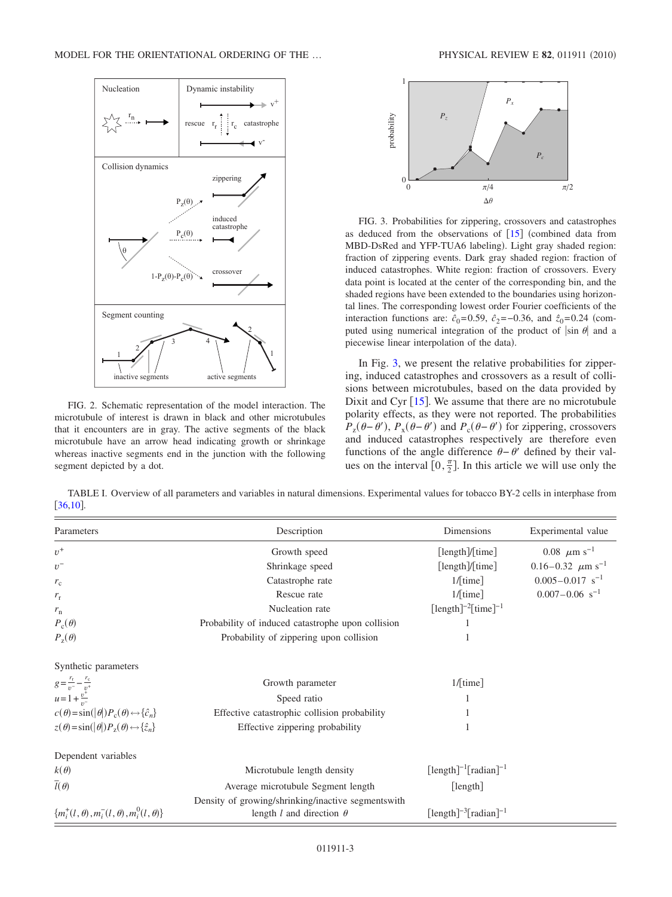FIG. 2. Schematic representation of the model interaction. The microtubule of interest is drawn in black and other microtubules that it encounters are in gray. The active segments of the black microtubule have an arrow head indicating growth or shrinkage whereas inactive segments end in the junction with the following segment depicted by a dot.

FIG. 3. Probabilities for zippering, crossovers and catastrophes as deduced from the observations of [15] (combined data from MBD-DsRed and YFP-TUA6 labeling). Light gray shaded region: fraction of zippering events. Dark gray shaded region: fraction of induced catastrophes. White region: fraction of crossovers. Every data point is located at the center of the corresponding bin, and the shaded regions have been extended to the boundaries using horizontal lines. The corresponding lowest order Fourier coefficients of the interaction functions are: $\hat{c}_0=0.59$, $\hat{c}_2=-0.36$, and $\hat{z}_0=0.24$ (computed using numerical integration of the product of $|\sin\theta|$ and a piecewise linear interpolation of the data).

In Fig. 3, we present the relative probabilities for zippering, induced catastrophes and crossovers as a result of collisions between microtubules, based on the data provided by Dixit and Cyr [15]. We assume that there are no microtubule polarity effects, as they were not reported. The probabilities $P_z(\theta-\theta')$, $P_x(\theta-\theta')$ and $P_c(\theta-\theta')$ for zippering, crossovers and induced catastrophes respectively are therefore even functions of the angle difference $\theta-\theta'$ defined by their values on the interval $[0,\frac{\pi}{2}]$. In this article we will use only the

TABLE I. Overview of all parameters and variables in natural dimensions. Experimental values for tobacco BY-2 cells in interphase from [36,10].

| Parameters | Description | Dimensions | Experimental value |
|---|---|---|---|
| $v^+$ | Growth speed | [length]/[time] | $0.08\ \mu\text{m s}^{-1}$ |
| $v^-$ | Shrinkage speed | [length]/[time] | $0.16–0.32\ \mu\text{m s}^{-1}$ |
| $r_c$ | Catastrophe rate | 1/[time] | $0.005–0.017\ \text{s}^{-1}$ |
| $r_r$ | Rescue rate | 1/[time] | $0.007–0.06\ \text{s}^{-1}$ |
| $r_n$ | Nucleation rate | $[\text{length}]^{-2}[\text{time}]^{-1}$ | |
| $P_c(\theta)$ | Probability of induced catastrophe upon collision | 1 | |
| $P_z(\theta)$ | Probability of zippering upon collision | 1 | |
| Synthetic parameters | | | |
| $g=\frac{r_r}{v^-}-\frac{r_c}{v^+}$ | Growth parameter | 1/[time] | |
| $u=1+\frac{v^+}{v^-}$ | Speed ratio | 1 | |
| $c(\theta)=\sin(\lvert\theta\rvert)P_c(\theta)\leftrightarrow\{\hat{c}_n\}$ | Effective catastrophic collision probability | 1 | |
| $z(\theta)=\sin(\lvert\theta\rvert)P_z(\theta)\leftrightarrow\{\hat{z}_n\}$ | Effective zippering probability | 1 | |
| Dependent variables | | | |
| $k(\theta)$ | Microtubule length density | $[\text{length}]^{-1}[\text{radian}]^{-1}$ | |
| $\bar{l}(\theta)$ | Average microtubule Segment length | [length] | |
| $\{m_i^+(l,\theta),m_i^-(l,\theta),m_i^0(l,\theta)\}$ | Density of growing/shrinking/inactive segmentswith length $l$ and direction $\theta$ | $[\text{length}]^{-3}[\text{radian}]^{-1}$ | |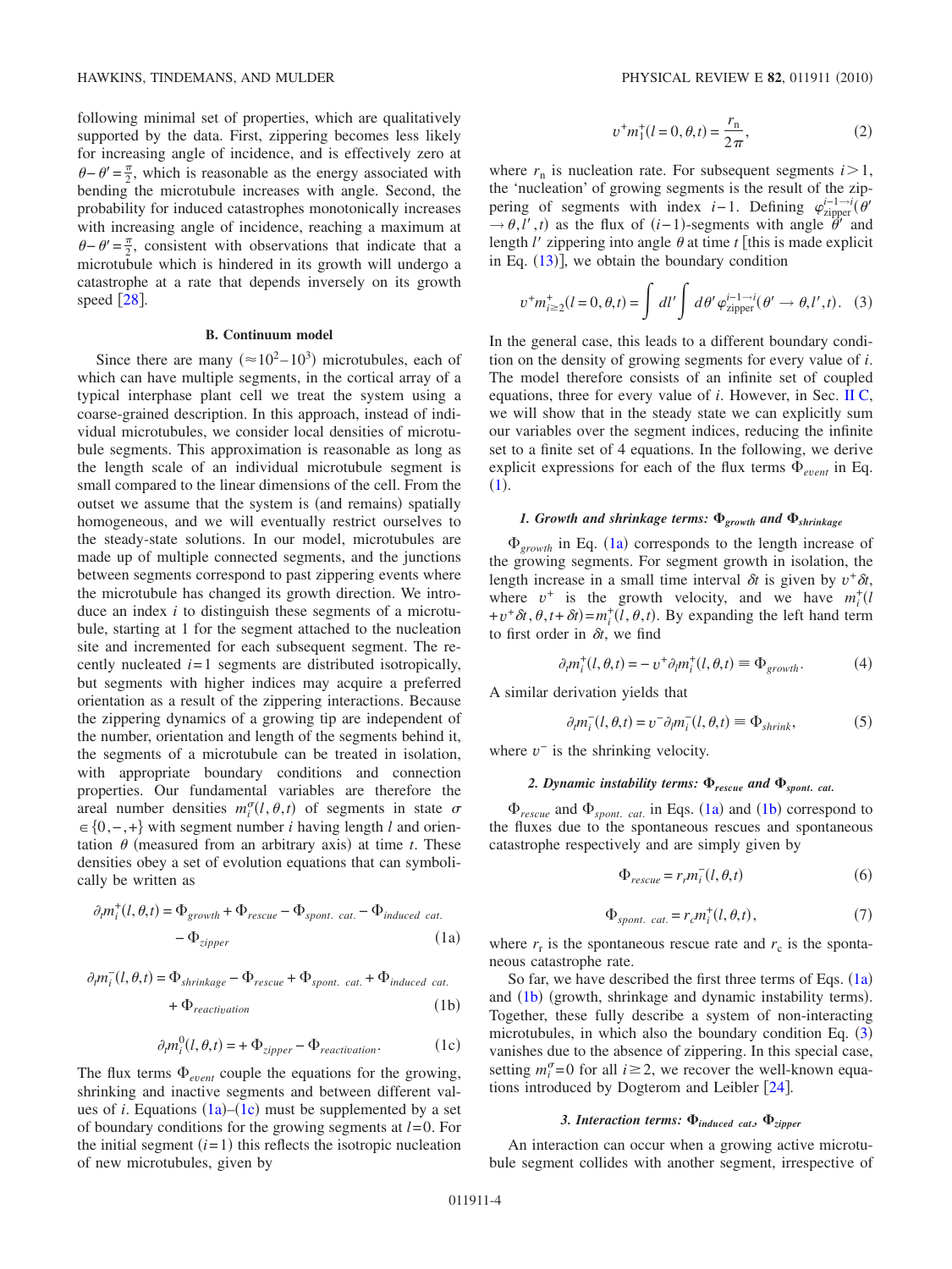following minimal set of properties, which are qualitatively supported by the data. First, zippering becomes less likely for increasing angle of incidence, and is effectively zero at $\theta-\theta'=\frac{\pi}{2}$, which is reasonable as the energy associated with bending the microtubule increases with angle. Second, the probability for induced catastrophes monotonically increases with increasing angle of incidence, reaching a maximum at $\theta-\theta'=\frac{\pi}{2}$, consistent with observations that indicate that a microtubule which is hindered in its growth will undergo a catastrophe at a rate that depends inversely on its growth speed [28].

### B. Continuum model

Since there are many ($\approx 10^2-10^3$) microtubules, each of which can have multiple segments, in the cortical array of a typical interphase plant cell we treat the system using a coarse-grained description. In this approach, instead of individual microtubules, we consider local densities of microtubule segments. This approximation is reasonable as long as the length scale of an individual microtubule segment is small compared to the linear dimensions of the cell. From the outset we assume that the system is (and remains) spatially homogeneous, and we will eventually restrict ourselves to the steady-state solutions. In our model, microtubules are made up of multiple connected segments, and the junctions between segments correspond to past zippering events where the microtubule has changed its growth direction. We introduce an index $i$ to distinguish these segments of a microtubule, starting at 1 for the segment attached to the nucleation site and incremented for each subsequent segment. The recently nucleated $i=1$ segments are distributed isotropically, but segments with higher indices may acquire a preferred orientation as a result of the zippering interactions. Because the zippering dynamics of a growing tip are independent of the number, orientation and length of the segments behind it, the segments of a microtubule can be treated in isolation, with appropriate boundary conditions and connection properties. Our fundamental variables are therefore the areal number densities $m_i^\sigma(l,\theta,t)$ of segments in state $\sigma \in \{0,-,+\}$ with segment number $i$ having length $l$ and orientation $\theta$ (measured from an arbitrary axis) at time $t$. These densities obey a set of evolution equations that can symbolically be written as

$$\partial_t m_i^+(l,\theta,t) = \Phi_{growth} + \Phi_{rescue} - \Phi_{spont.\ cat.} - \Phi_{induced\ cat.} - \Phi_{zipper} \tag{1a}$$

$$\partial_t m_i^-(l,\theta,t) = \Phi_{shrinkage} - \Phi_{rescue} + \Phi_{spont.\ cat.} + \Phi_{induced\ cat.} + \Phi_{reactivation} \tag{1b}$$

$$\partial_t m_i^0(l,\theta,t) = + \Phi_{zipper} - \Phi_{reactivation}. \tag{1c}$$

The flux terms $\Phi_{event}$ couple the equations for the growing, shrinking and inactive segments and between different values of $i$. Equations (1a)–(1c) must be supplemented by a set of boundary conditions for the growing segments at $l=0$. For the initial segment ($i=1$) this reflects the isotropic nucleation of new microtubules, given by

$$v^+ m_1^+(l=0,\theta,t) = \frac{r_n}{2\pi}, \tag{2}$$

where $r_n$ is nucleation rate. For subsequent segments $i>1$, the 'nucleation' of growing segments is the result of the zippering of segments with index $i-1$. Defining $\varphi_{zipper}^{i-1\to i}(\theta' \to \theta, l', t)$ as the flux of $(i-1)$-segments with angle $\theta'$ and length $l'$ zippering into angle $\theta$ at time $t$ [this is made explicit in Eq. (13)], we obtain the boundary condition

$$v^+ m_{i\geq 2}^+(l=0,\theta,t) = \int dl' \int d\theta' \varphi_{zipper}^{i-1\to i}(\theta' \to \theta, l', t). \tag{3}$$

In the general case, this leads to a different boundary condition on the density of growing segments for every value of $i$. The model therefore consists of an infinite set of coupled equations, three for every value of $i$. However, in Sec. II C, we will show that in the steady state we can explicitly sum our variables over the segment indices, reducing the infinite set to a finite set of 4 equations. In the following, we derive explicit expressions for each of the flux terms $\Phi_{event}$ in Eq. (1).

#### 1. Growth and shrinkage terms: $\Phi_{growth}$ and $\Phi_{shrinkage}$

$\Phi_{growth}$ in Eq. (1a) corresponds to the length increase of the growing segments. For segment growth in isolation, the length increase in a small time interval $\delta t$ is given by $v^+\delta t$, where $v^+$ is the growth velocity, and we have $m_i^+(l + v^+\delta t, \theta, t+\delta t) = m_i^+(l,\theta,t)$. By expanding the left hand term to first order in $\delta t$, we find

$$\partial_t m_i^+(l,\theta,t) = -v^+ \partial_l m_i^+(l,\theta,t) \equiv \Phi_{growth}. \tag{4}$$

A similar derivation yields that

$$\partial_t m_i^-(l,\theta,t) = v^- \partial_l m_i^-(l,\theta,t) \equiv \Phi_{shrink}, \tag{5}$$

where $v^-$ is the shrinking velocity.

#### 2. Dynamic instability terms: $\Phi_{rescue}$ and $\Phi_{spont.\ cat.}$

$\Phi_{rescue}$ and $\Phi_{spont.\ cat.}$ in Eqs. (1a) and (1b) correspond to the fluxes due to the spontaneous rescues and spontaneous catastrophe respectively and are simply given by

$$\Phi_{rescue} = r_r m_i^-(l,\theta,t) \tag{6}$$

$$\Phi_{spont.\ cat.} = r_c m_i^+(l,\theta,t), \tag{7}$$

where $r_r$ is the spontaneous rescue rate and $r_c$ is the spontaneous catastrophe rate.

So far, we have described the first three terms of Eqs. (1a) and (1b) (growth, shrinkage and dynamic instability terms). Together, these fully describe a system of non-interacting microtubules, in which also the boundary condition Eq. (3) vanishes due to the absence of zippering. In this special case, setting $m_i^\sigma=0$ for all $i\geq 2$, we recover the well-known equations introduced by Dogterom and Leibler [24].

#### 3. Interaction terms: $\Phi_{induced\ cat}$, $\Phi_{zipper}$

An interaction can occur when a growing active microtubule segment collides with another segment, irrespective of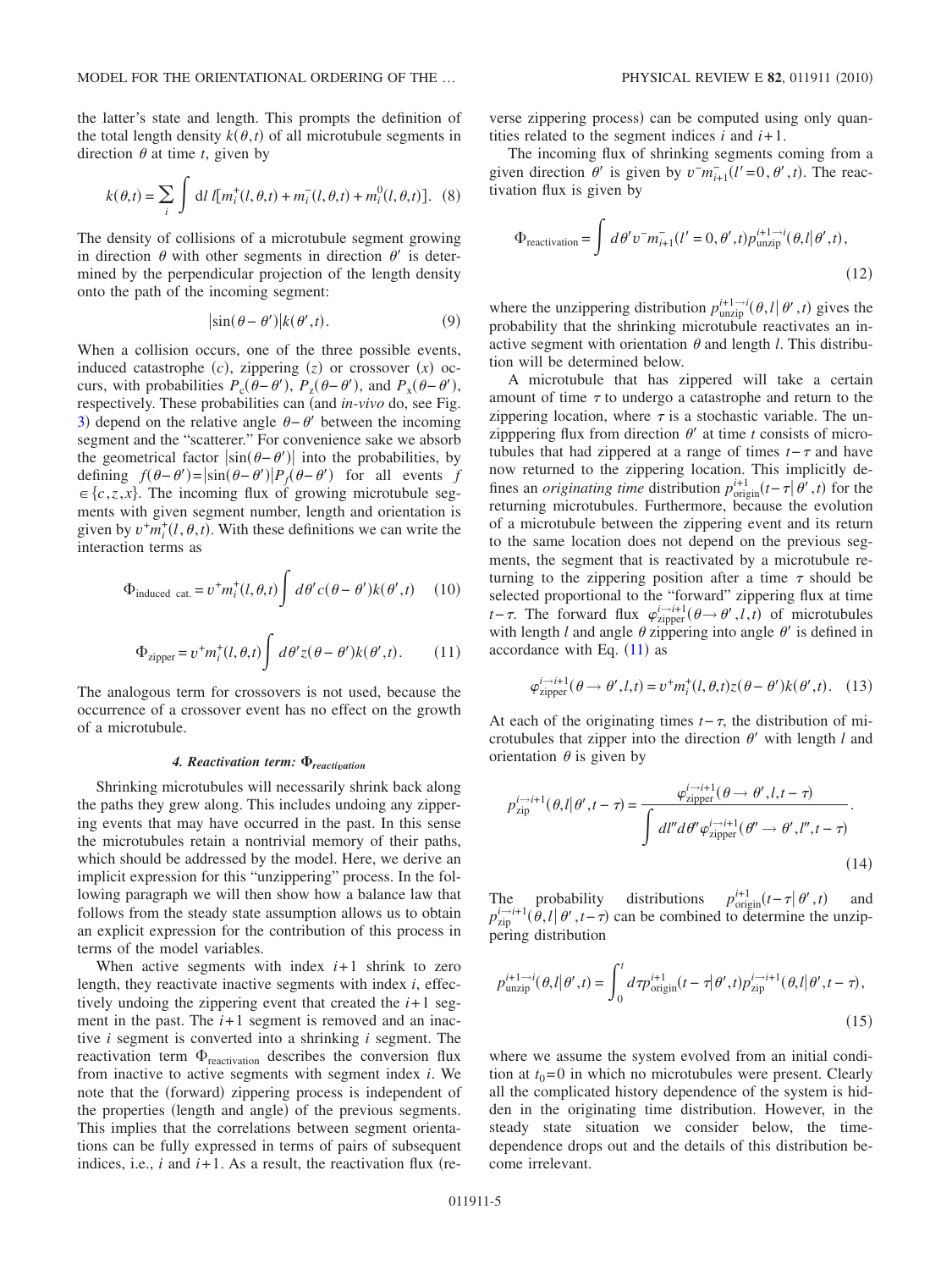the latter's state and length. This prompts the definition of the total length density $k(\theta,t)$ of all microtubule segments in direction $\theta$ at time $t$, given by

$$k(\theta,t) = \sum_i \int \mathrm{d}l\, l[m_i^+(l,\theta,t) + m_i^-(l,\theta,t) + m_i^0(l,\theta,t)]. \quad (8)$$

The density of collisions of a microtubule segment growing in direction $\theta$ with other segments in direction $\theta'$ is determined by the perpendicular projection of the length density onto the path of the incoming segment:

$$|\sin(\theta-\theta')|k(\theta',t). \quad (9)$$

When a collision occurs, one of the three possible events, induced catastrophe $(c)$, zippering $(z)$ or crossover $(x)$ occurs, with probabilities $P_c(\theta-\theta')$, $P_z(\theta-\theta')$, and $P_x(\theta-\theta')$, respectively. These probabilities can (and *in-vivo* do, see Fig. 3) depend on the relative angle $\theta-\theta'$ between the incoming segment and the "scatterer." For convenience sake we absorb the geometrical factor $|\sin(\theta-\theta')|$ into the probabilities, by defining $f(\theta-\theta') = |\sin(\theta-\theta')|P_f(\theta-\theta')$ for all events $f \in \{c,z,x\}$. The incoming flux of growing microtubule segments with given segment number, length and orientation is given by $v^+ m_i^+(l,\theta,t)$. With these definitions we can write the interaction terms as

$$\Phi_{\text{induced cat.}} = v^+ m_i^+(l,\theta,t) \int d\theta' c(\theta-\theta')k(\theta',t) \quad (10)$$

$$\Phi_{\text{zipper}} = v^+ m_i^+(l,\theta,t) \int d\theta' z(\theta-\theta')k(\theta',t). \quad (11)$$

The analogous term for crossovers is not used, because the occurrence of a crossover event has no effect on the growth of a microtubule.

#### 4. Reactivation term: $\Phi_{reactivation}$

Shrinking microtubules will necessarily shrink back along the paths they grew along. This includes undoing any zippering events that may have occurred in the past. In this sense the microtubules retain a nontrivial memory of their paths, which should be addressed by the model. Here, we derive an implicit expression for this "unzippering" process. In the following paragraph we will then show how a balance law that follows from the steady state assumption allows us to obtain an explicit expression for the contribution of this process in terms of the model variables.

When active segments with index $i+1$ shrink to zero length, they reactivate inactive segments with index $i$, effectively undoing the zippering event that created the $i+1$ segment in the past. The $i+1$ segment is removed and an inactive $i$ segment is converted into a shrinking $i$ segment. The reactivation term $\Phi_{\text{reactivation}}$ describes the conversion flux from inactive to active segments with segment index $i$. We note that the (forward) zippering process is independent of the properties (length and angle) of the previous segments. This implies that the correlations between segment orientations can be fully expressed in terms of pairs of subsequent indices, i.e., $i$ and $i+1$. As a result, the reactivation flux (reverse zippering process) can be computed using only quantities related to the segment indices $i$ and $i+1$.

The incoming flux of shrinking segments coming from a given direction $\theta'$ is given by $v^- m_{i+1}^-(l'=0,\theta',t)$. The reactivation flux is given by

$$\Phi_{\text{reactivation}} = \int d\theta' v^- m_{i+1}^-(l'=0,\theta',t) p_{\text{unzip}}^{i+1\to i}(\theta,l|\theta',t), \quad (12)$$

where the unzippering distribution $p_{\text{unzip}}^{i+1\to i}(\theta,l|\theta',t)$ gives the probability that the shrinking microtubule reactivates an inactive segment with orientation $\theta$ and length $l$. This distribution will be determined below.

A microtubule that has zippered will take a certain amount of time $\tau$ to undergo a catastrophe and return to the zippering location, where $\tau$ is a stochastic variable. The unzipppering flux from direction $\theta'$ at time $t$ consists of microtubules that had zippered at a range of times $t-\tau$ and have now returned to the zippering location. This implicitly defines an *originating time* distribution $p_{\text{origin}}^{i+1}(t-\tau|\theta',t)$ for the returning microtubules. Furthermore, because the evolution of a microtubule between the zippering event and its return to the same location does not depend on the previous segments, the segment that is reactivated by a microtubule returning to the zippering position after a time $\tau$ should be selected proportional to the "forward" zippering flux at time $t-\tau$. The forward flux $\varphi_{\text{zipper}}^{i\to i+1}(\theta\to\theta',l,t)$ of microtubules with length $l$ and angle $\theta$ zippering into angle $\theta'$ is defined in accordance with Eq. (11) as

$$\varphi_{\text{zipper}}^{i\to i+1}(\theta\to\theta',l,t) = v^+ m_i^+(l,\theta,t) z(\theta-\theta')k(\theta',t). \quad (13)$$

At each of the originating times $t-\tau$, the distribution of microtubules that zipper into the direction $\theta'$ with length $l$ and orientation $\theta$ is given by

$$p_{\text{zip}}^{i\to i+1}(\theta,l|\theta',t-\tau) = \frac{\varphi_{\text{zipper}}^{i\to i+1}(\theta\to\theta',l,t-\tau)}{\int dl'' d\theta'' \varphi_{\text{zipper}}^{i\to i+1}(\theta''\to\theta',l'',t-\tau)}. \quad (14)$$

The probability distributions $p_{\text{origin}}^{i+1}(t-\tau|\theta',t)$ and $p_{\text{zip}}^{i\to i+1}(\theta,l|\theta',t-\tau)$ can be combined to determine the unzippering distribution

$$p_{\text{unzip}}^{i+1\to i}(\theta,l|\theta',t) = \int_0^t d\tau p_{\text{origin}}^{i+1}(t-\tau|\theta',t) p_{\text{zip}}^{i\to i+1}(\theta,l|\theta',t-\tau), \quad (15)$$

where we assume the system evolved from an initial condition at $t_0=0$ in which no microtubules were present. Clearly all the complicated history dependence of the system is hidden in the originating time distribution. However, in the steady state situation we consider below, the time-dependence drops out and the details of this distribution become irrelevant.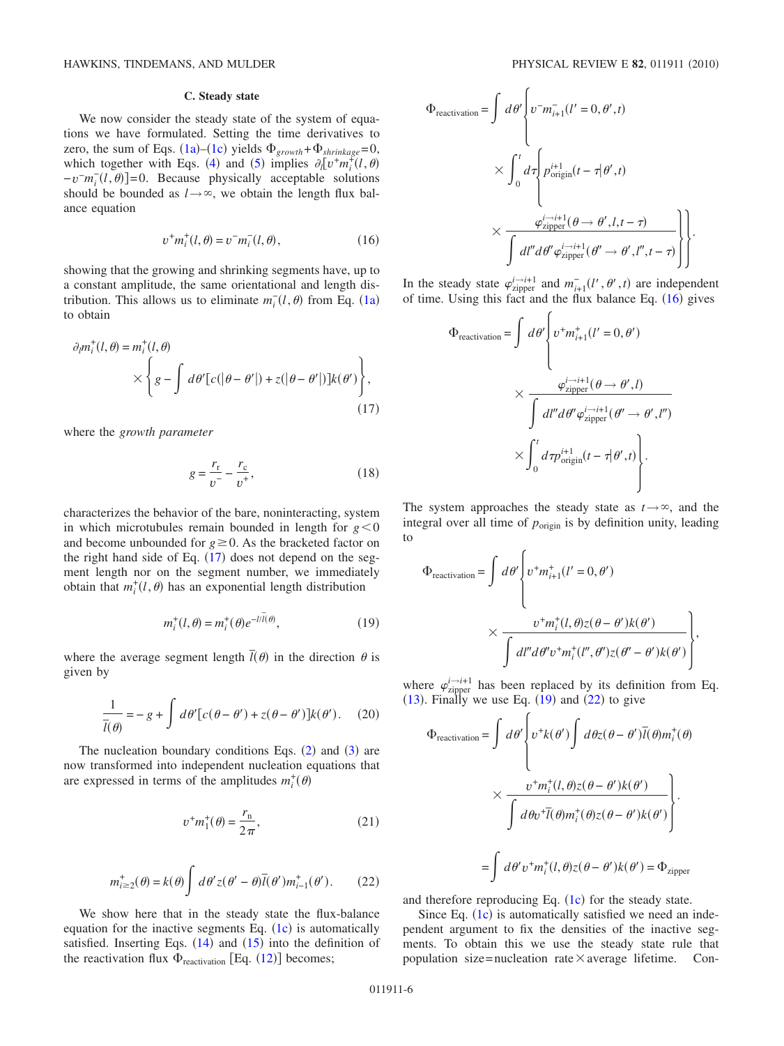### C. Steady state

We now consider the steady state of the system of equations we have formulated. Setting the time derivatives to zero, the sum of Eqs. (1a)–(1c) yields $\Phi_{growth}+\Phi_{shrinkage}=0$, which together with Eqs. (4) and (5) implies $\partial_l[v^+m_i^+(l,\theta)-v^-m_i^-(l,\theta)]=0$. Because physically acceptable solutions should be bounded as $l\to\infty$, we obtain the length flux balance equation

$$v^+m_i^+(l,\theta)=v^-m_i^-(l,\theta), \tag{16}$$

showing that the growing and shrinking segments have, up to a constant amplitude, the same orientational and length distribution. This allows us to eliminate $m_i^-(l,\theta)$ from Eq. (1a) to obtain

$$\partial_l m_i^+(l,\theta)=m_i^+(l,\theta)\times\left\{g-\int d\theta'[c(|\theta-\theta'|)+z(|\theta-\theta'|)]k(\theta')\right\}, \tag{17}$$

where the *growth parameter*

$$g=\frac{r_r}{v^-}-\frac{r_c}{v^+}, \tag{18}$$

characterizes the behavior of the bare, noninteracting, system in which microtubules remain bounded in length for $g<0$ and become unbounded for $g\geq 0$. As the bracketed factor on the right hand side of Eq. (17) does not depend on the segment length nor on the segment number, we immediately obtain that $m_i^+(l,\theta)$ has an exponential length distribution

$$m_i^+(l,\theta)=m_i^+(\theta)e^{-l/\bar{l}(\theta)}, \tag{19}$$

where the average segment length $\bar{l}(\theta)$ in the direction $\theta$ is given by

$$\frac{1}{\bar{l}(\theta)}=-g+\int d\theta'[c(\theta-\theta')+z(\theta-\theta')]k(\theta'). \tag{20}$$

The nucleation boundary conditions Eqs. (2) and (3) are now transformed into independent nucleation equations that are expressed in terms of the amplitudes $m_i^+(\theta)$

$$v^+m_1^+(\theta)=\frac{r_n}{2\pi}, \tag{21}$$

$$m_{i\geq 2}^+(\theta)=k(\theta)\int d\theta' z(\theta'-\theta)\bar{l}(\theta')m_{i-1}^+(\theta'). \tag{22}$$

We show here that in the steady state the flux-balance equation for the inactive segments Eq. (1c) is automatically satisfied. Inserting Eqs. (14) and (15) into the definition of the reactivation flux $\Phi_{\text{reactivation}}$ [Eq. (12)] becomes;

$$\Phi_{\text{reactivation}}=\int d\theta'\left\{v^-m_{i+1}^-(l'=0,\theta',t)\times\int_0^t d\tau\left\{p_{\text{origin}}^{i+1}(t-\tau|\theta',t)\times\frac{\varphi_{\text{zipper}}^{i\to i+1}(\theta\to\theta',l,t-\tau)}{\int dl''d\theta''\varphi_{\text{zipper}}^{i\to i+1}(\theta''\to\theta',l'',t-\tau)}\right\}\right\}.$$

In the steady state $\varphi_{\text{zipper}}^{i\to i+1}$ and $m_{i+1}^-(l',\theta',t)$ are independent of time. Using this fact and the flux balance Eq. (16) gives

$$\Phi_{\text{reactivation}}=\int d\theta'\left\{v^+m_{i+1}^+(l'=0,\theta')\times\frac{\varphi_{\text{zipper}}^{i\to i+1}(\theta\to\theta',l)}{\int dl''d\theta''\varphi_{\text{zipper}}^{i\to i+1}(\theta''\to\theta',l'')}\times\int_0^t d\tau p_{\text{origin}}^{i+1}(t-\tau|\theta',t)\right\}.$$

The system approaches the steady state as $t\to\infty$, and the integral over all time of $p_{\text{origin}}$ is by definition unity, leading to

$$\Phi_{\text{reactivation}}=\int d\theta'\left\{v^+m_{i+1}^+(l'=0,\theta')\times\frac{v^+m_i^+(l,\theta)z(\theta-\theta')k(\theta')}{\int dl''d\theta'' v^+m_i^+(l'',\theta'')z(\theta''-\theta')k(\theta')}\right\},$$

where $\varphi_{\text{zipper}}^{i\to i+1}$ has been replaced by its definition from Eq. (13). Finally we use Eq. (19) and (22) to give

$$\Phi_{\text{reactivation}}=\int d\theta'\left\{v^+k(\theta')\int d\theta z(\theta-\theta')\bar{l}(\theta)m_i^+(\theta)\times\frac{v^+m_i^+(l,\theta)z(\theta-\theta')k(\theta')}{\int d\theta v^+\bar{l}(\theta)m_i^+(\theta)z(\theta-\theta')k(\theta')}\right\}$$

$$=\int d\theta' v^+m_i^+(l,\theta)z(\theta-\theta')k(\theta')=\Phi_{\text{zipper}}$$

and therefore reproducing Eq. (1c) for the steady state.

Since Eq. (1c) is automatically satisfied we need an independent argument to fix the densities of the inactive segments. To obtain this we use the steady state rule that population size = nucleation rate × average lifetime. Con-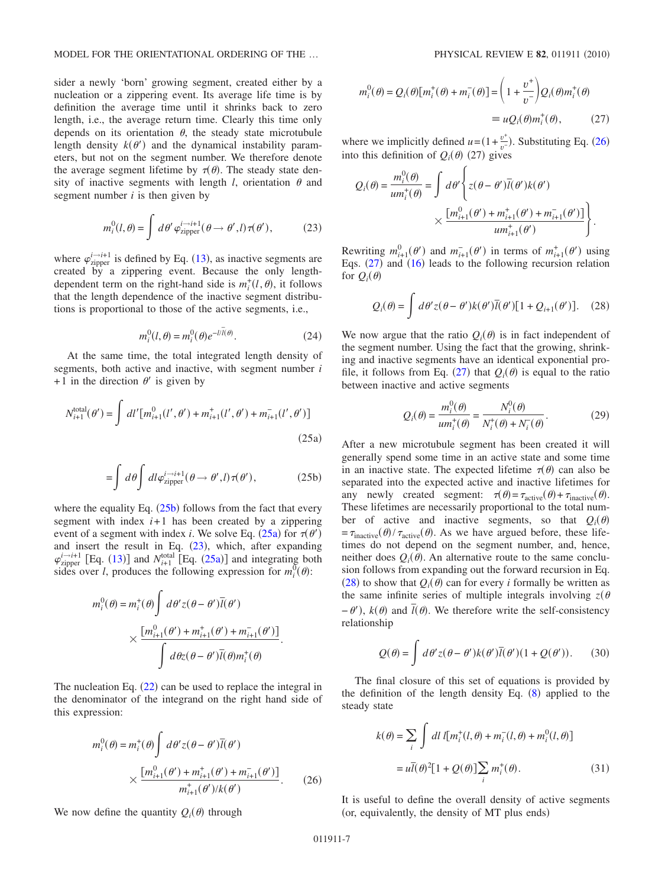sider a newly 'born' growing segment, created either by a nucleation or a zippering event. Its average life time is by definition the average time until it shrinks back to zero length, i.e., the average return time. Clearly this time only depends on its orientation $\theta$, the steady state microtubule length density $k(\theta')$ and the dynamical instability parameters, but not on the segment number. We therefore denote the average segment lifetime by $\tau(\theta)$. The steady state density of inactive segments with length $l$, orientation $\theta$ and segment number $i$ is then given by

$$m_i^0(l,\theta) = \int d\theta' \varphi_{\text{zipper}}^{i\to i+1}(\theta \to \theta', l)\tau(\theta'), \tag{23}$$

where $\varphi_{\text{zipper}}^{i\to i+1}$ is defined by Eq. (13), as inactive segments are created by a zippering event. Because the only length-dependent term on the right-hand side is $m_i^+(l,\theta)$, it follows that the length dependence of the inactive segment distributions is proportional to those of the active segments, i.e.,

$$m_i^0(l,\theta) = m_i^0(\theta)e^{-l/\bar{l}(\theta)}. \tag{24}$$

At the same time, the total integrated length density of segments, both active and inactive, with segment number $i+1$ in the direction $\theta'$ is given by

$$N_{i+1}^{\text{total}}(\theta') = \int dl' [m_{i+1}^0(l',\theta') + m_{i+1}^+(l',\theta') + m_{i+1}^-(l',\theta')] \tag{25a}$$

$$= \int d\theta \int dl \varphi_{\text{zipper}}^{i\to i+1}(\theta \to \theta', l)\tau(\theta'), \tag{25b}$$

where the equality Eq. (25b) follows from the fact that every segment with index $i+1$ has been created by a zippering event of a segment with index $i$. We solve Eq. (25a) for $\tau(\theta')$ and insert the result in Eq. (23), which, after expanding $\varphi_{\text{zipper}}^{i\to i+1}$ [Eq. (13)] and $N_{i+1}^{\text{total}}$ [Eq. (25a)] and integrating both sides over $l$, produces the following expression for $m_i^0(\theta)$:

$$m_i^0(\theta) = m_i^+(\theta)\int d\theta' z(\theta-\theta')\bar{l}(\theta') \times \frac{[m_{i+1}^0(\theta') + m_{i+1}^+(\theta') + m_{i+1}^-(\theta')]}{\int d\theta z(\theta-\theta')\bar{l}(\theta)m_i^+(\theta)}.$$

The nucleation Eq. (22) can be used to replace the integral in the denominator of the integrand on the right hand side of this expression:

$$m_i^0(\theta) = m_i^+(\theta)\int d\theta' z(\theta-\theta')\bar{l}(\theta') \times \frac{[m_{i+1}^0(\theta') + m_{i+1}^+(\theta') + m_{i+1}^-(\theta')]}{m_{i+1}^+(\theta')/k(\theta')}. \tag{26}$$

We now define the quantity $Q_i(\theta)$ through

$$m_i^0(\theta) = Q_i(\theta)[m_i^+(\theta) + m_i^-(\theta)] = \left(1 + \frac{v^+}{v^-}\right)Q_i(\theta)m_i^+(\theta) \equiv uQ_i(\theta)m_i^+(\theta), \tag{27}$$

where we implicitly defined $u = (1+\frac{v^+}{v^-})$. Substituting Eq. (26) into this definition of $Q_i(\theta)$ (27) gives

$$Q_i(\theta) = \frac{m_i^0(\theta)}{um_i^+(\theta)} = \int d\theta' \left\{ z(\theta-\theta')\bar{l}(\theta')k(\theta') \times \frac{[m_{i+1}^0(\theta') + m_{i+1}^+(\theta') + m_{i+1}^-(\theta')]}{um_{i+1}^+(\theta')} \right\}.$$

Rewriting $m_{i+1}^0(\theta')$ and $m_{i+1}^-(\theta')$ in terms of $m_{i+1}^+(\theta')$ using Eqs. (27) and (16) leads to the following recursion relation for $Q_i(\theta)$

$$Q_i(\theta) = \int d\theta' z(\theta-\theta')k(\theta')\bar{l}(\theta')[1 + Q_{i+1}(\theta')]. \tag{28}$$

We now argue that the ratio $Q_i(\theta)$ is in fact independent of the segment number. Using the fact that the growing, shrinking and inactive segments have an identical exponential profile, it follows from Eq. (27) that $Q_i(\theta)$ is equal to the ratio between inactive and active segments

$$Q_i(\theta) = \frac{m_i^0(\theta)}{um_i^+(\theta)} = \frac{N_i^0(\theta)}{N_i^+(\theta) + N_i^-(\theta)}. \tag{29}$$

After a new microtubule segment has been created it will generally spend some time in an active state and some time in an inactive state. The expected lifetime $\tau(\theta)$ can also be separated into the expected active and inactive lifetimes for any newly created segment: $\tau(\theta) = \tau_{\text{active}}(\theta) + \tau_{\text{inactive}}(\theta)$. These lifetimes are necessarily proportional to the total number of active and inactive segments, so that $Q_i(\theta) = \tau_{\text{inactive}}(\theta)/\tau_{\text{active}}(\theta)$. As we have argued before, these lifetimes do not depend on the segment number, and, hence, neither does $Q_i(\theta)$. An alternative route to the same conclusion follows from expanding out the forward recursion in Eq. (28) to show that $Q_i(\theta)$ can for every $i$ formally be written as the same infinite series of multiple integrals involving $z(\theta - \theta')$, $k(\theta)$ and $\bar{l}(\theta)$. We therefore write the self-consistency relationship

$$Q(\theta) = \int d\theta' z(\theta-\theta')k(\theta')\bar{l}(\theta')(1 + Q(\theta')). \tag{30}$$

The final closure of this set of equations is provided by the definition of the length density Eq. (8) applied to the steady state

$$k(\theta) = \sum_i \int dl\, l[m_i^+(l,\theta) + m_i^-(l,\theta) + m_i^0(l,\theta)] = u\bar{l}(\theta)^2[1 + Q(\theta)]\sum_i m_i^+(\theta). \tag{31}$$

It is useful to define the overall density of active segments (or, equivalently, the density of MT plus ends)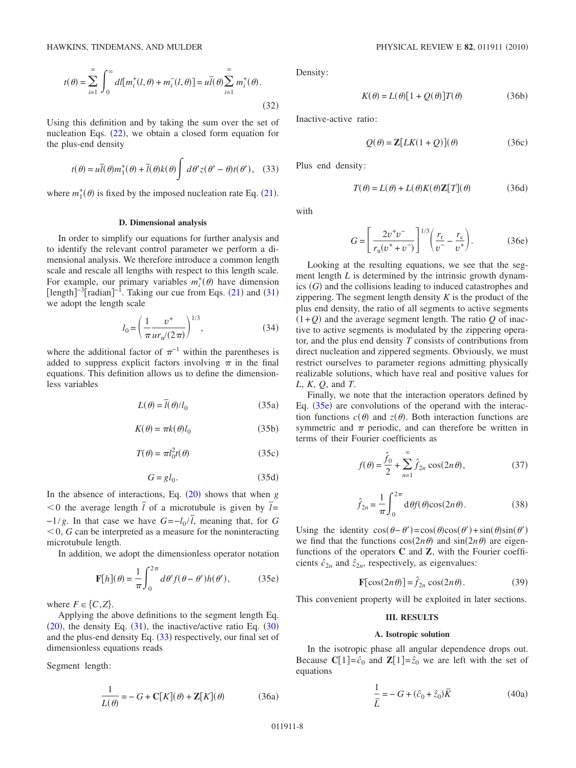$$t(\theta) = \sum_{i=1}^{\infty} \int_0^{\infty} dl[m_i^+(l,\theta) + m_i^-(l,\theta)] = u\bar{l}(\theta) \sum_{i=1}^{\infty} m_i^+(\theta). \tag{32}$$

Using this definition and by taking the sum over the set of nucleation Eqs. (22), we obtain a closed form equation for the plus-end density

$$t(\theta) = u\bar{l}(\theta) m_1^+(\theta) + \bar{l}(\theta) k(\theta) \int d\theta' z(\theta' - \theta) t(\theta'), \tag{33}$$

where $m_1^+(\theta)$ is fixed by the imposed nucleation rate Eq. (21).

### D. Dimensional analysis

In order to simplify our equations for further analysis and to identify the relevant control parameter we perform a dimensional analysis. We therefore introduce a common length scale and rescale all lengths with respect to this length scale. For example, our primary variables $m_i^+(\theta)$ have dimension $[\text{length}]^{-3}[\text{radian}]^{-1}$. Taking our cue from Eqs. (21) and (31) we adopt the length scale

$$l_0 = \left( \frac{1}{\pi} \frac{v^+}{u r_n/(2\pi)} \right)^{1/3}, \tag{34}$$

where the additional factor of $\pi^{-1}$ within the parentheses is added to suppress explicit factors involving $\pi$ in the final equations. This definition allows us to define the dimensionless variables

$$L(\theta) = \bar{l}(\theta)/l_0 \tag{35a}$$

$$K(\theta) = \pi k(\theta) l_0 \tag{35b}$$

$$T(\theta) = \pi l_0^2 t(\theta) \tag{35c}$$

$$G = g l_0. \tag{35d}$$

In the absence of interactions, Eq. (20) shows that when $g < 0$ the average length $\bar{l}$ of a microtubule is given by $\bar{l} = -1/g$. In that case we have $G = -l_0/\bar{l}$, meaning that, for $G < 0$, $G$ can be interpreted as a measure for the noninteracting microtubule length.

In addition, we adopt the dimensionless operator notation

$$\mathbf{F}[h](\theta) = \frac{1}{\pi} \int_0^{2\pi} d\theta' f(\theta - \theta') h(\theta'), \tag{35e}$$

where $F \in \{C, Z\}$.

Applying the above definitions to the segment length Eq. (20), the density Eq. (31), the inactive/active ratio Eq. (30) and the plus-end density Eq. (33) respectively, our final set of dimensionless equations reads

Segment length:

$$\frac{1}{L(\theta)} = -G + \mathbf{C}[K](\theta) + \mathbf{Z}[K](\theta) \tag{36a}$$

Density:

$$K(\theta) = L(\theta)[1 + Q(\theta)]T(\theta) \tag{36b}$$

Inactive-active ratio:

$$Q(\theta) = \mathbf{Z}[LK(1+Q)](\theta) \tag{36c}$$

Plus end density:

$$T(\theta) = L(\theta) + L(\theta)K(\theta)\mathbf{Z}[T](\theta) \tag{36d}$$

with

$$G = \left[ \frac{2v^+v^-}{r_n(v^+ + v^-)} \right]^{1/3} \left( \frac{r_r}{v^-} - \frac{r_c}{v^+} \right). \tag{36e}$$

Looking at the resulting equations, we see that the segment length $L$ is determined by the intrinsic growth dynamics ($G$) and the collisions leading to induced catastrophes and zippering. The segment length density $K$ is the product of the plus end density, the ratio of all segments to active segments $(1+Q)$ and the average segment length. The ratio $Q$ of inactive to active segments is modulated by the zippering operator, and the plus end density $T$ consists of contributions from direct nucleation and zippered segments. Obviously, we must restrict ourselves to parameter regions admitting physically realizable solutions, which have real and positive values for $L$, $K$, $Q$, and $T$.

Finally, we note that the interaction operators defined by Eq. (35e) are convolutions of the operand with the interaction functions $c(\theta)$ and $z(\theta)$. Both interaction functions are symmetric and $\pi$ periodic, and can therefore be written in terms of their Fourier coefficients as

$$f(\theta) = \frac{\hat{f}_0}{2} + \sum_{n=1}^{\infty} \hat{f}_{2n} \cos(2n\theta), \tag{37}$$

$$\hat{f}_{2n} = \frac{1}{\pi} \int_0^{2\pi} d\theta f(\theta) \cos(2n\theta). \tag{38}$$

Using the identity $\cos(\theta - \theta') = \cos(\theta)\cos(\theta') + \sin(\theta)\sin(\theta')$ we find that the functions $\cos(2n\theta)$ and $\sin(2n\theta)$ are eigenfunctions of the operators $\mathbf{C}$ and $\mathbf{Z}$, with the Fourier coefficients $\hat{c}_{2n}$ and $\hat{z}_{2n}$, respectively, as eigenvalues:

$$\mathbf{F}[\cos(2n\theta)] = \hat{f}_{2n} \cos(2n\theta). \tag{39}$$

This convenient property will be exploited in later sections.

## III. RESULTS

### A. Isotropic solution

In the isotropic phase all angular dependence drops out. Because $\mathbf{C}[1] = \hat{c}_0$ and $\mathbf{Z}[1] = \hat{z}_0$ we are left with the set of equations

$$\frac{1}{\bar{L}} = -G + (\hat{c}_0 + \hat{z}_0)\bar{K} \tag{40a}$$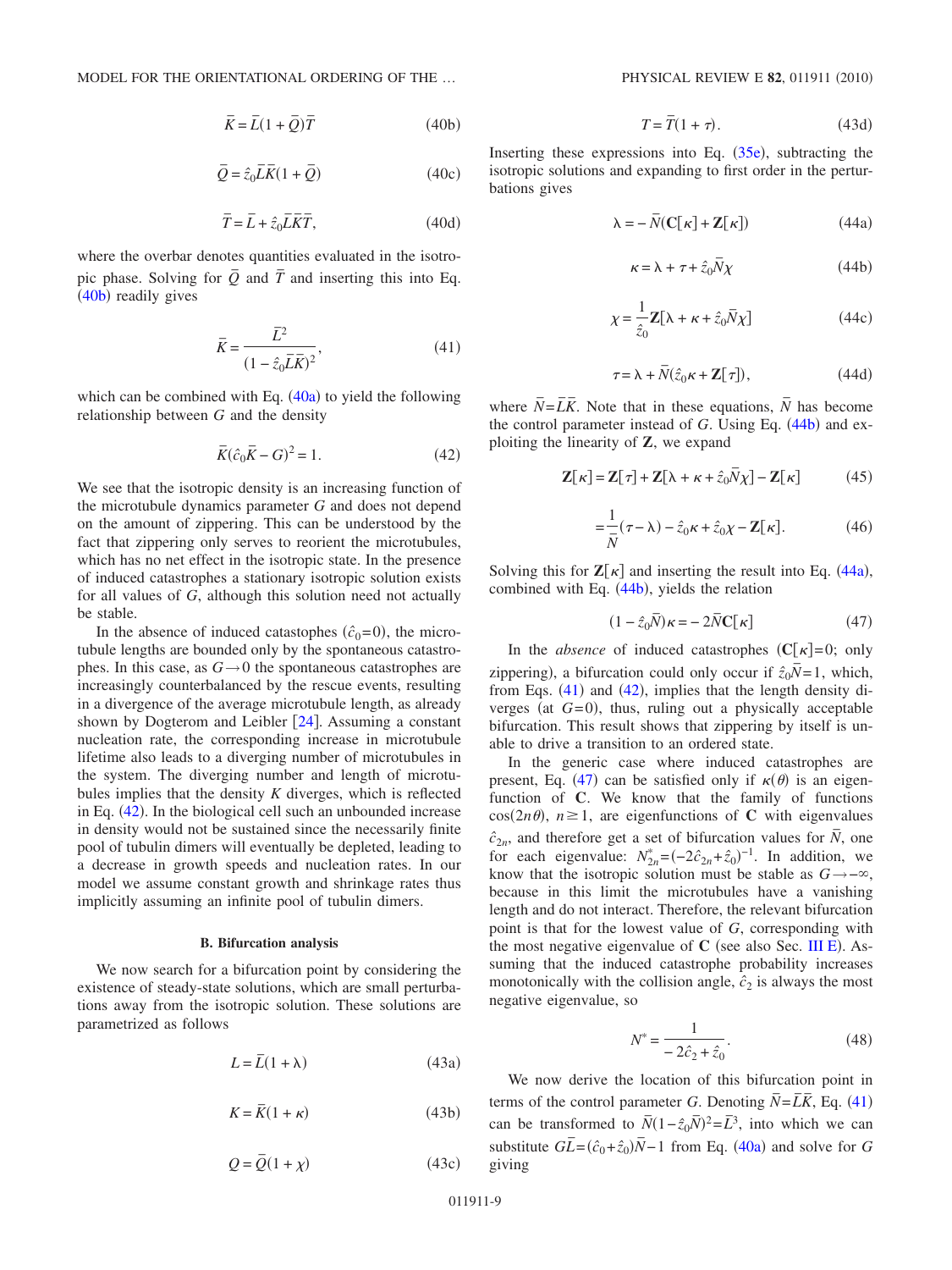$$\bar{K} = \bar{L}(1+\bar{Q})\bar{T} \tag{40b}$$

$$\bar{Q} = \hat{z}_0\bar{L}\bar{K}(1+\bar{Q}) \tag{40c}$$

$$\bar{T} = \bar{L} + \hat{z}_0\bar{L}\bar{K}\bar{T}, \tag{40d}$$

where the overbar denotes quantities evaluated in the isotropic phase. Solving for $\bar{Q}$ and $\bar{T}$ and inserting this into Eq. (40b) readily gives

$$\bar{K} = \frac{\bar{L}^2}{(1-\hat{z}_0\bar{L}\bar{K})^2}, \tag{41}$$

which can be combined with Eq. (40a) to yield the following relationship between $G$ and the density

$$\bar{K}(\hat{c}_0\bar{K} - G)^2 = 1. \tag{42}$$

We see that the isotropic density is an increasing function of the microtubule dynamics parameter $G$ and does not depend on the amount of zippering. This can be understood by the fact that zippering only serves to reorient the microtubules, which has no net effect in the isotropic state. In the presence of induced catastrophes a stationary isotropic solution exists for all values of $G$, although this solution need not actually be stable.

In the absence of induced catastophes ($\hat{c}_0=0$), the microtubule lengths are bounded only by the spontaneous catastrophes. In this case, as $G \to 0$ the spontaneous catastrophes are increasingly counterbalanced by the rescue events, resulting in a divergence of the average microtubule length, as already shown by Dogterom and Leibler [24]. Assuming a constant nucleation rate, the corresponding increase in microtubule lifetime also leads to a diverging number of microtubules in the system. The diverging number and length of microtubules implies that the density $K$ diverges, which is reflected in Eq. (42). In the biological cell such an unbounded increase in density would not be sustained since the necessarily finite pool of tubulin dimers will eventually be depleted, leading to a decrease in growth speeds and nucleation rates. In our model we assume constant growth and shrinkage rates thus implicitly assuming an infinite pool of tubulin dimers.

### B. Bifurcation analysis

We now search for a bifurcation point by considering the existence of steady-state solutions, which are small perturbations away from the isotropic solution. These solutions are parametrized as follows

$$L = \bar{L}(1+\lambda) \tag{43a}$$

$$K = \bar{K}(1+\kappa) \tag{43b}$$

$$Q = \bar{Q}(1+\chi) \tag{43c}$$

$$T = \bar{T}(1+\tau). \tag{43d}$$

Inserting these expressions into Eq. (35e), subtracting the isotropic solutions and expanding to first order in the perturbations gives

$$\lambda = -\bar{N}(\mathbf{C}[\kappa] + \mathbf{Z}[\kappa]) \tag{44a}$$

$$\kappa = \lambda + \tau + \hat{z}_0\bar{N}\chi \tag{44b}$$

$$\chi = \frac{1}{\hat{z}_0}\mathbf{Z}[\lambda + \kappa + \hat{z}_0\bar{N}\chi] \tag{44c}$$

$$\tau = \lambda + \bar{N}(\hat{z}_0\kappa + \mathbf{Z}[\tau]), \tag{44d}$$

where $\bar{N}=\bar{L}\bar{K}$. Note that in these equations, $\bar{N}$ has become the control parameter instead of $G$. Using Eq. (44b) and exploiting the linearity of $\mathbf{Z}$, we expand

$$\mathbf{Z}[\kappa] = \mathbf{Z}[\tau] + \mathbf{Z}[\lambda + \kappa + \hat{z}_0\bar{N}\chi] - \mathbf{Z}[\kappa] \tag{45}$$

$$= \frac{1}{\bar{N}}(\tau - \lambda) - \hat{z}_0\kappa + \hat{z}_0\chi - \mathbf{Z}[\kappa]. \tag{46}$$

Solving this for $\mathbf{Z}[\kappa]$ and inserting the result into Eq. (44a), combined with Eq. (44b), yields the relation

$$(1-\hat{z}_0\bar{N})\kappa = -2\bar{N}\mathbf{C}[\kappa] \tag{47}$$

In the *absence* of induced catastrophes ($\mathbf{C}[\kappa]=0$; only zippering), a bifurcation could only occur if $\hat{z}_0\bar{N}=1$, which, from Eqs. (41) and (42), implies that the length density diverges (at $G=0$), thus, ruling out a physically acceptable bifurcation. This result shows that zippering by itself is unable to drive a transition to an ordered state.

In the generic case where induced catastrophes are present, Eq. (47) can be satisfied only if $\kappa(\theta)$ is an eigenfunction of $\mathbf{C}$. We know that the family of functions $\cos(2n\theta)$, $n \geq 1$, are eigenfunctions of $\mathbf{C}$ with eigenvalues $\hat{c}_{2n}$, and therefore get a set of bifurcation values for $\bar{N}$, one for each eigenvalue: $N^*_{2n}=(-2\hat{c}_{2n}+\hat{z}_0)^{-1}$. In addition, we know that the isotropic solution must be stable as $G\to-\infty$, because in this limit the microtubules have a vanishing length and do not interact. Therefore, the relevant bifurcation point is that for the lowest value of $G$, corresponding with the most negative eigenvalue of $\mathbf{C}$ (see also Sec. III E). Assuming that the induced catastrophe probability increases monotonically with the collision angle, $\hat{c}_2$ is always the most negative eigenvalue, so

$$N^* = \frac{1}{-2\hat{c}_2 + \hat{z}_0}. \tag{48}$$

We now derive the location of this bifurcation point in terms of the control parameter $G$. Denoting $\bar{N}=\bar{L}\bar{K}$, Eq. (41) can be transformed to $\bar{N}(1-\hat{z}_0\bar{N})^2=\bar{L}^3$, into which we can substitute $G\bar{L}=(\hat{c}_0+\hat{z}_0)\bar{N}-1$ from Eq. (40a) and solve for $G$ giving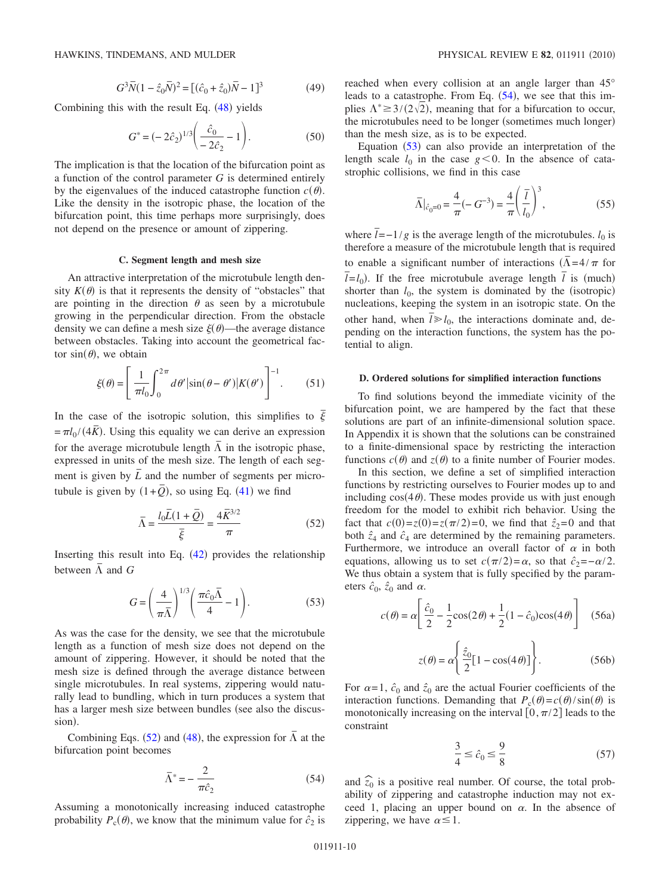$$G^3\bar{N}(1-\hat{z}_0\bar{N})^2 = [(\hat{c}_0+\hat{z}_0)\bar{N}-1]^3 \tag{49}$$

Combining this with the result Eq. (48) yields

$$G^* = (-2\hat{c}_2)^{1/3}\left(\frac{\hat{c}_0}{-2\hat{c}_2}-1\right). \tag{50}$$

The implication is that the location of the bifurcation point as a function of the control parameter $G$ is determined entirely by the eigenvalues of the induced catastrophe function $c(\theta)$. Like the density in the isotropic phase, the location of the bifurcation point, this time perhaps more surprisingly, does not depend on the presence or amount of zippering.

### C. Segment length and mesh size

An attractive interpretation of the microtubule length density $K(\theta)$ is that it represents the density of "obstacles" that are pointing in the direction $\theta$ as seen by a microtubule growing in the perpendicular direction. From the obstacle density we can define a mesh size $\xi(\theta)$—the average distance between obstacles. Taking into account the geometrical factor $\sin(\theta)$, we obtain

$$\xi(\theta) = \left[\frac{1}{\pi l_0}\int_0^{2\pi} d\theta' |\sin(\theta-\theta')| K(\theta')\right]^{-1}. \tag{51}$$

In the case of the isotropic solution, this simplifies to $\bar{\xi} = \pi l_0/(4\bar{K})$. Using this equality we can derive an expression for the average microtubule length $\bar{\Lambda}$ in the isotropic phase, expressed in units of the mesh size. The length of each segment is given by $\bar{L}$ and the number of segments per microtubule is given by $(1+\bar{Q})$, so using Eq. (41) we find

$$\bar{\Lambda} = \frac{l_0\bar{L}(1+\bar{Q})}{\bar{\xi}} = \frac{4\bar{K}^{3/2}}{\pi} \tag{52}$$

Inserting this result into Eq. (42) provides the relationship between $\bar{\Lambda}$ and $G$

$$G = \left(\frac{4}{\pi\bar{\Lambda}}\right)^{1/3}\left(\frac{\pi\hat{c}_0\bar{\Lambda}}{4}-1\right). \tag{53}$$

As was the case for the density, we see that the microtubule length as a function of mesh size does not depend on the amount of zippering. However, it should be noted that the mesh size is defined through the average distance between single microtubules. In real systems, zippering would naturally lead to bundling, which in turn produces a system that has a larger mesh size between bundles (see also the discussion).

Combining Eqs. (52) and (48), the expression for $\bar{\Lambda}$ at the bifurcation point becomes

$$\bar{\Lambda}^* = -\frac{2}{\pi\hat{c}_2} \tag{54}$$

Assuming a monotonically increasing induced catastrophe probability $P_c(\theta)$, we know that the minimum value for $\hat{c}_2$ is reached when every collision at an angle larger than 45° leads to a catastrophe. From Eq. (54), we see that this implies $\Lambda^* \geq 3/(2\sqrt{2})$, meaning that for a bifurcation to occur, the microtubules need to be longer (sometimes much longer) than the mesh size, as is to be expected.

Equation (53) can also provide an interpretation of the length scale $l_0$ in the case $g<0$. In the absence of catastrophic collisions, we find in this case

$$\bar{\Lambda}|_{\hat{c}_0=0} = \frac{4}{\pi}(-G^{-3}) = \frac{4}{\pi}\left(\frac{\bar{l}}{l_0}\right)^3, \tag{55}$$

where $\bar{l}=-1/g$ is the average length of the microtubules. $l_0$ is therefore a measure of the microtubule length that is required to enable a significant number of interactions ($\bar{\Lambda}=4/\pi$ for $\bar{l}=l_0$). If the free microtubule average length $\bar{l}$ is (much) shorter than $l_0$, the system is dominated by the (isotropic) nucleations, keeping the system in an isotropic state. On the other hand, when $\bar{l}\gg l_0$, the interactions dominate and, depending on the interaction functions, the system has the potential to align.

### D. Ordered solutions for simplified interaction functions

To find solutions beyond the immediate vicinity of the bifurcation point, we are hampered by the fact that these solutions are part of an infinite-dimensional solution space. In Appendix it is shown that the solutions can be constrained to a finite-dimensional space by restricting the interaction functions $c(\theta)$ and $z(\theta)$ to a finite number of Fourier modes.

In this section, we define a set of simplified interaction functions by restricting ourselves to Fourier modes up to and including $\cos(4\theta)$. These modes provide us with just enough freedom for the model to exhibit rich behavior. Using the fact that $c(0)=z(0)=z(\pi/2)=0$, we find that $\hat{z}_2=0$ and that both $\hat{z}_4$ and $\hat{c}_4$ are determined by the remaining parameters. Furthermore, we introduce an overall factor of $\alpha$ in both equations, allowing us to set $c(\pi/2)=\alpha$, so that $\hat{c}_2=-\alpha/2$. We thus obtain a system that is fully specified by the parameters $\hat{c}_0$, $\hat{z}_0$ and $\alpha$.

$$c(\theta) = \alpha\left[\frac{\hat{c}_0}{2} - \frac{1}{2}\cos(2\theta) + \frac{1}{2}(1-\hat{c}_0)\cos(4\theta)\right] \tag{56a}$$

$$z(\theta) = \alpha\left\{\frac{\hat{z}_0}{2}[1-\cos(4\theta)]\right\}. \tag{56b}$$

For $\alpha=1$, $\hat{c}_0$ and $\hat{z}_0$ are the actual Fourier coefficients of the interaction functions. Demanding that $P_c(\theta)=c(\theta)/\sin(\theta)$ is monotonically increasing on the interval $[0,\pi/2]$ leads to the constraint

$$\frac{3}{4} \leq \hat{c}_0 \leq \frac{9}{8} \tag{57}$$

and $\hat{z}_0$ is a positive real number. Of course, the total probability of zippering and catastrophe induction may not exceed 1, placing an upper bound on $\alpha$. In the absence of zippering, we have $\alpha \leq 1$.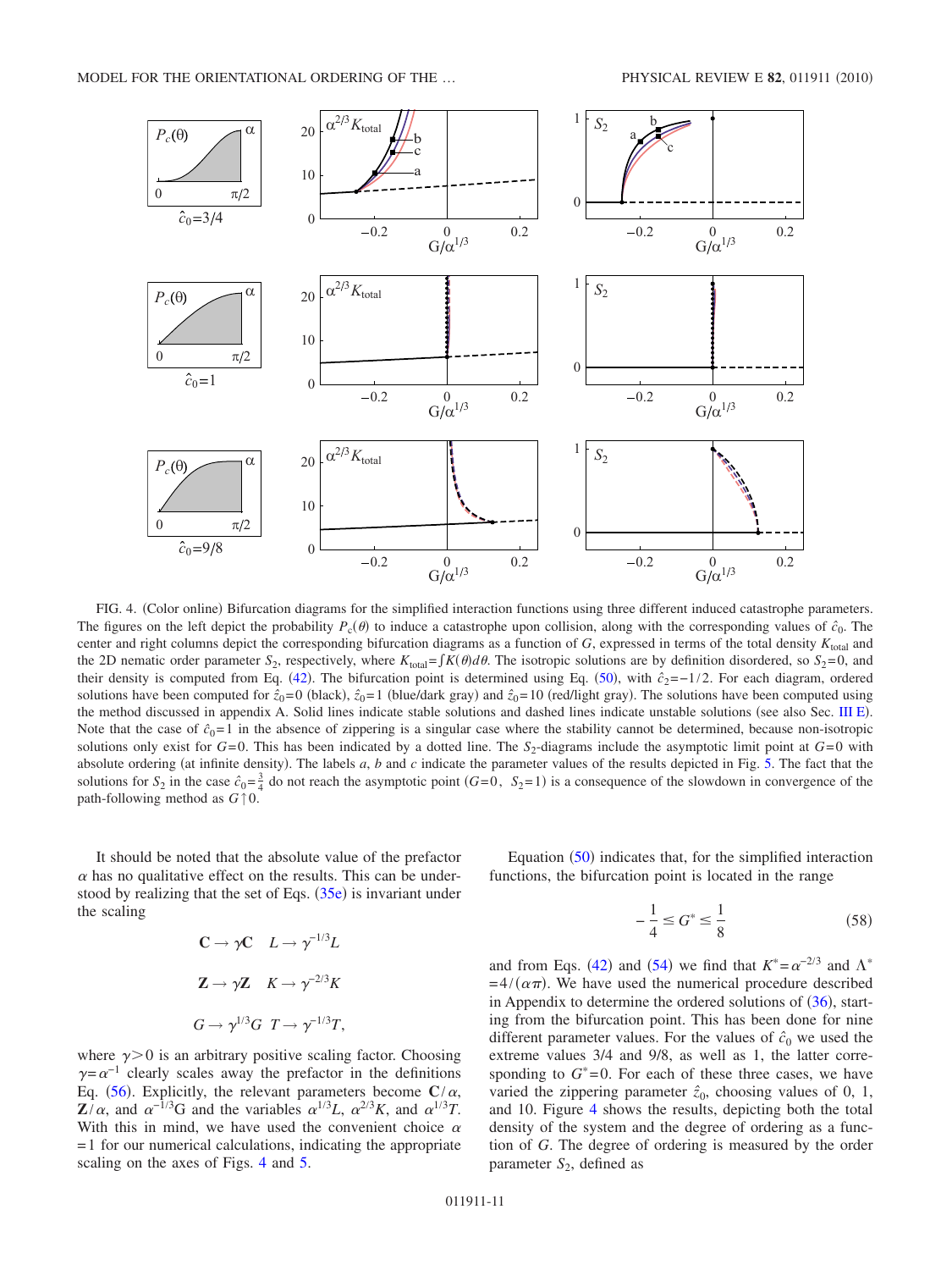FIG. 4. (Color online) Bifurcation diagrams for the simplified interaction functions using three different induced catastrophe parameters. The figures on the left depict the probability $P_c(\theta)$ to induce a catastrophe upon collision, along with the corresponding values of $\hat{c}_0$. The center and right columns depict the corresponding bifurcation diagrams as a function of $G$, expressed in terms of the total density $K_{\text{total}}$ and the 2D nematic order parameter $S_2$, respectively, where $K_{\text{total}} = \int K(\theta) d\theta$. The isotropic solutions are by definition disordered, so $S_2 = 0$, and their density is computed from Eq. (42). The bifurcation point is determined using Eq. (50), with $\hat{c}_2 = -1/2$. For each diagram, ordered solutions have been computed for $\hat{z}_0 = 0$ (black), $\hat{z}_0 = 1$ (blue/dark gray) and $\hat{z}_0 = 10$ (red/light gray). The solutions have been computed using the method discussed in appendix A. Solid lines indicate stable solutions and dashed lines indicate unstable solutions (see also Sec. III E). Note that the case of $\hat{c}_0 = 1$ in the absence of zippering is a singular case where the stability cannot be determined, because non-isotropic solutions only exist for $G = 0$. This has been indicated by a dotted line. The $S_2$-diagrams include the asymptotic limit point at $G = 0$ with absolute ordering (at infinite density). The labels $a$, $b$ and $c$ indicate the parameter values of the results depicted in Fig. 5. The fact that the solutions for $S_2$ in the case $\hat{c}_0 = \frac{3}{4}$ do not reach the asymptotic point $(G = 0,\ S_2 = 1)$ is a consequence of the slowdown in convergence of the path-following method as $G \uparrow 0$.

It should be noted that the absolute value of the prefactor $\alpha$ has no qualitative effect on the results. This can be understood by realizing that the set of Eqs. (35e) is invariant under the scaling

$$\mathbf{C} \to \gamma \mathbf{C} \quad L \to \gamma^{-1/3} L$$

$$\mathbf{Z} \to \gamma \mathbf{Z} \quad K \to \gamma^{-2/3} K$$

$$G \to \gamma^{1/3} G \quad T \to \gamma^{-1/3} T,$$

where $\gamma > 0$ is an arbitrary positive scaling factor. Choosing $\gamma = \alpha^{-1}$ clearly scales away the prefactor in the definitions Eq. (56). Explicitly, the relevant parameters become $\mathbf{C}/\alpha$, $\mathbf{Z}/\alpha$, and $\alpha^{-1/3}G$ and the variables $\alpha^{1/3}L$, $\alpha^{2/3}K$, and $\alpha^{1/3}T$. With this in mind, we have used the convenient choice $\alpha = 1$ for our numerical calculations, indicating the appropriate scaling on the axes of Figs. 4 and 5.

Equation (50) indicates that, for the simplified interaction functions, the bifurcation point is located in the range

$$-\frac{1}{4} \leq G^* \leq \frac{1}{8} \tag{58}$$

and from Eqs. (42) and (54) we find that $K^* = \alpha^{-2/3}$ and $\Lambda^* = 4/(\alpha\pi)$. We have used the numerical procedure described in Appendix A to determine the ordered solutions of (36), starting from the bifurcation point. This has been done for nine different parameter values. For the values of $\hat{c}_0$ we used the extreme values 3/4 and 9/8, as well as 1, the latter corresponding to $G^* = 0$. For each of these three cases, we have varied the zippering parameter $\hat{z}_0$, choosing values of 0, 1, and 10. Figure 4 shows the results, depicting both the total density of the system and the degree of ordering as a function of $G$. The degree of ordering is measured by the order parameter $S_2$, defined as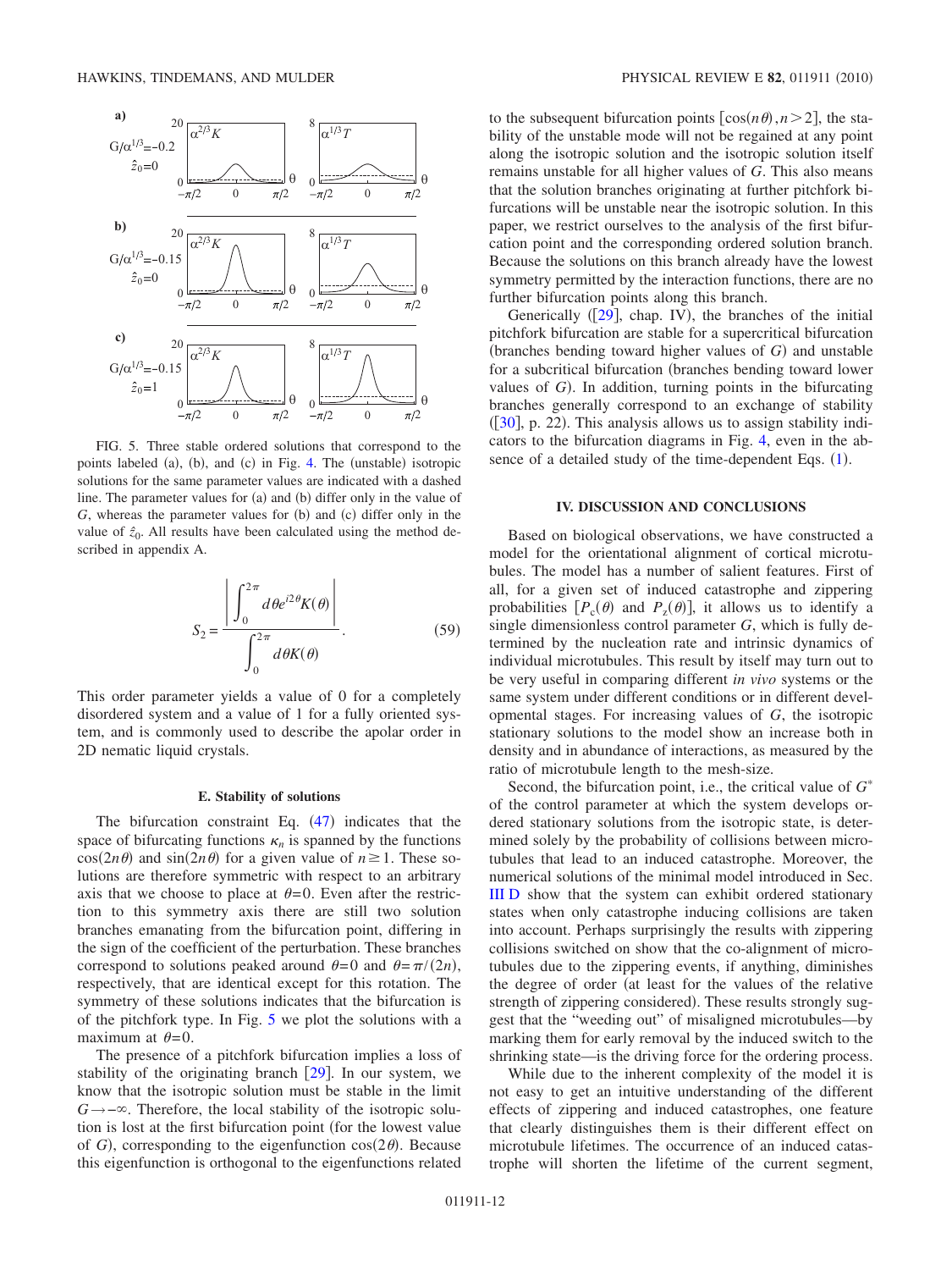FIG. 5. Three stable ordered solutions that correspond to the points labeled (a), (b), and (c) in Fig. 4. The (unstable) isotropic solutions for the same parameter values are indicated with a dashed line. The parameter values for (a) and (b) differ only in the value of $G$, whereas the parameter values for (b) and (c) differ only in the value of $\hat{z}_0$. All results have been calculated using the method described in appendix A.

$$S_2 = \frac{\left| \int_0^{2\pi} d\theta e^{i2\theta} K(\theta) \right|}{\int_0^{2\pi} d\theta K(\theta)}. \tag{59}$$

This order parameter yields a value of 0 for a completely disordered system and a value of 1 for a fully oriented system, and is commonly used to describe the apolar order in 2D nematic liquid crystals.

### E. Stability of solutions

The bifurcation constraint Eq. (47) indicates that the space of bifurcating functions $\kappa_n$ is spanned by the functions $\cos(2n\theta)$ and $\sin(2n\theta)$ for a given value of $n \geq 1$. These solutions are therefore symmetric with respect to an arbitrary axis that we choose to place at $\theta=0$. Even after the restriction to this symmetry axis there are still two solution branches emanating from the bifurcation point, differing in the sign of the coefficient of the perturbation. These branches correspond to solutions peaked around $\theta=0$ and $\theta=\pi/(2n)$, respectively, that are identical except for this rotation. The symmetry of these solutions indicates that the bifurcation is of the pitchfork type. In Fig. 5 we plot the solutions with a maximum at $\theta=0$.

The presence of a pitchfork bifurcation implies a loss of stability of the originating branch [29]. In our system, we know that the isotropic solution must be stable in the limit $G \to -\infty$. Therefore, the local stability of the isotropic solution is lost at the first bifurcation point (for the lowest value of $G$), corresponding to the eigenfunction $\cos(2\theta)$. Because this eigenfunction is orthogonal to the eigenfunctions related to the subsequent bifurcation points $[\cos(n\theta), n>2]$, the stability of the unstable mode will not be regained at any point along the isotropic solution and the isotropic solution itself remains unstable for all higher values of $G$. This also means that the solution branches originating at further pitchfork bifurcations will be unstable near the isotropic solution. In this paper, we restrict ourselves to the analysis of the first bifurcation point and the corresponding ordered solution branch. Because the solutions on this branch already have the lowest symmetry permitted by the interaction functions, there are no further bifurcation points along this branch.

Generically ([29], chap. IV), the branches of the initial pitchfork bifurcation are stable for a supercritical bifurcation (branches bending toward higher values of $G$) and unstable for a subcritical bifurcation (branches bending toward lower values of $G$). In addition, turning points in the bifurcating branches generally correspond to an exchange of stability ([30], p. 22). This analysis allows us to assign stability indicators to the bifurcation diagrams in Fig. 4, even in the absence of a detailed study of the time-dependent Eqs. (1).

## IV. DISCUSSION AND CONCLUSIONS

Based on biological observations, we have constructed a model for the orientational alignment of cortical microtubules. The model has a number of salient features. First of all, for a given set of induced catastrophe and zippering probabilities $[P_c(\theta)$ and $P_z(\theta)]$, it allows us to identify a single dimensionless control parameter $G$, which is fully determined by the nucleation rate and intrinsic dynamics of individual microtubules. This result by itself may turn out to be very useful in comparing different *in vivo* systems or the same system under different conditions or in different developmental stages. For increasing values of $G$, the isotropic stationary solutions to the model show an increase both in density and in abundance of interactions, as measured by the ratio of microtubule length to the mesh-size.

Second, the bifurcation point, i.e., the critical value of $G^*$ of the control parameter at which the system develops ordered stationary solutions from the isotropic state, is determined solely by the probability of collisions between microtubules that lead to an induced catastrophe. Moreover, the numerical solutions of the minimal model introduced in Sec. III D show that the system can exhibit ordered stationary states when only catastrophe inducing collisions are taken into account. Perhaps surprisingly the results with zippering collisions switched on show that the co-alignment of microtubules due to the zippering events, if anything, diminishes the degree of order (at least for the values of the relative strength of zippering considered). These results strongly suggest that the "weeding out" of misaligned microtubules—by marking them for early removal by the induced switch to the shrinking state—is the driving force for the ordering process.

While due to the inherent complexity of the model it is not easy to get an intuitive understanding of the different effects of zippering and induced catastrophes, one feature that clearly distinguishes them is their different effect on microtubule lifetimes. The occurrence of an induced catastrophe will shorten the lifetime of the current segment,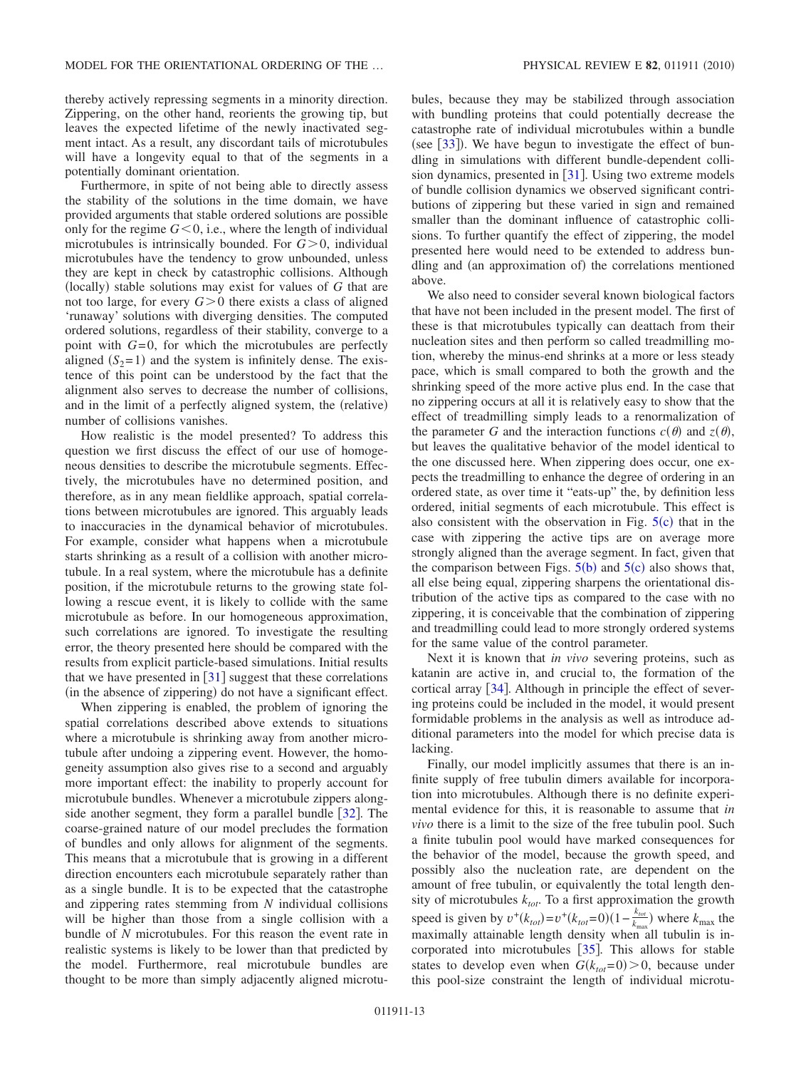thereby actively repressing segments in a minority direction. Zippering, on the other hand, reorients the growing tip, but leaves the expected lifetime of the newly inactivated segment intact. As a result, any discordant tails of microtubules will have a longevity equal to that of the segments in a potentially dominant orientation.

Furthermore, in spite of not being able to directly assess the stability of the solutions in the time domain, we have provided arguments that stable ordered solutions are possible only for the regime $G<0$, i.e., where the length of individual microtubules is intrinsically bounded. For $G>0$, individual microtubules have the tendency to grow unbounded, unless they are kept in check by catastrophic collisions. Although (locally) stable solutions may exist for values of $G$ that are not too large, for every $G>0$ there exists a class of aligned 'runaway' solutions with diverging densities. The computed ordered solutions, regardless of their stability, converge to a point with $G=0$, for which the microtubules are perfectly aligned ($S_2=1$) and the system is infinitely dense. The existence of this point can be understood by the fact that the alignment also serves to decrease the number of collisions, and in the limit of a perfectly aligned system, the (relative) number of collisions vanishes.

How realistic is the model presented? To address this question we first discuss the effect of our use of homogeneous densities to describe the microtubule segments. Effectively, the microtubules have no determined position, and therefore, as in any mean fieldlike approach, spatial correlations between microtubules are ignored. This arguably leads to inaccuracies in the dynamical behavior of microtubules. For example, consider what happens when a microtubule starts shrinking as a result of a collision with another microtubule. In a real system, where the microtubule has a definite position, if the microtubule returns to the growing state following a rescue event, it is likely to collide with the same microtubule as before. In our homogeneous approximation, such correlations are ignored. To investigate the resulting error, the theory presented here should be compared with the results from explicit particle-based simulations. Initial results that we have presented in [31] suggest that these correlations (in the absence of zippering) do not have a significant effect.

When zippering is enabled, the problem of ignoring the spatial correlations described above extends to situations where a microtubule is shrinking away from another microtubule after undoing a zippering event. However, the homogeneity assumption also gives rise to a second and arguably more important effect: the inability to properly account for microtubule bundles. Whenever a microtubule zippers alongside another segment, they form a parallel bundle [32]. The coarse-grained nature of our model precludes the formation of bundles and only allows for alignment of the segments. This means that a microtubule that is growing in a different direction encounters each microtubule separately rather than as a single bundle. It is to be expected that the catastrophe and zippering rates stemming from $N$ individual collisions will be higher than those from a single collision with a bundle of $N$ microtubules. For this reason the event rate in realistic systems is likely to be lower than that predicted by the model. Furthermore, real microtubule bundles are thought to be more than simply adjacently aligned microtubules, because they may be stabilized through association with bundling proteins that could potentially decrease the catastrophe rate of individual microtubules within a bundle (see [33]). We have begun to investigate the effect of bundling in simulations with different bundle-dependent collision dynamics, presented in [31]. Using two extreme models of bundle collision dynamics we observed significant contributions of zippering but these varied in sign and remained smaller than the dominant influence of catastrophic collisions. To further quantify the effect of zippering, the model presented here would need to be extended to address bundling and (an approximation of) the correlations mentioned above.

We also need to consider several known biological factors that have not been included in the present model. The first of these is that microtubules typically can deattach from their nucleation sites and then perform so called treadmilling motion, whereby the minus-end shrinks at a more or less steady pace, which is small compared to both the growth and the shrinking speed of the more active plus end. In the case that no zippering occurs at all it is relatively easy to show that the effect of treadmilling simply leads to a renormalization of the parameter $G$ and the interaction functions $c(\theta)$ and $z(\theta)$, but leaves the qualitative behavior of the model identical to the one discussed here. When zippering does occur, one expects the treadmilling to enhance the degree of ordering in an ordered state, as over time it "eats-up" the, by definition less ordered, initial segments of each microtubule. This effect is also consistent with the observation in Fig. 5(c) that in the case with zippering the active tips are on average more strongly aligned than the average segment. In fact, given that the comparison between Figs. 5(b) and 5(c) also shows that, all else being equal, zippering sharpens the orientational distribution of the active tips as compared to the case with no zippering, it is conceivable that the combination of zippering and treadmilling could lead to more strongly ordered systems for the same value of the control parameter.

Next it is known that *in vivo* severing proteins, such as katanin are active in, and crucial to, the formation of the cortical array [34]. Although in principle the effect of severing proteins could be included in the model, it would present formidable problems in the analysis as well as introduce additional parameters into the model for which precise data is lacking.

Finally, our model implicitly assumes that there is an infinite supply of free tubulin dimers available for incorporation into microtubules. Although there is no definite experimental evidence for this, it is reasonable to assume that *in vivo* there is a limit to the size of the free tubulin pool. Such a finite tubulin pool would have marked consequences for the behavior of the model, because the growth speed, and possibly also the nucleation rate, are dependent on the amount of free tubulin, or equivalently the total length density of microtubules $k_{tot}$. To a first approximation the growth speed is given by $v^{+}(k_{tot})=v^{+}(k_{tot}=0)(1-\frac{k_{tot}}{k_{\max}})$ where $k_{\max}$ the maximally attainable length density when all tubulin is incorporated into microtubules [35]. This allows for stable states to develop even when $G(k_{tot}=0)>0$, because under this pool-size constraint the length of individual microtu-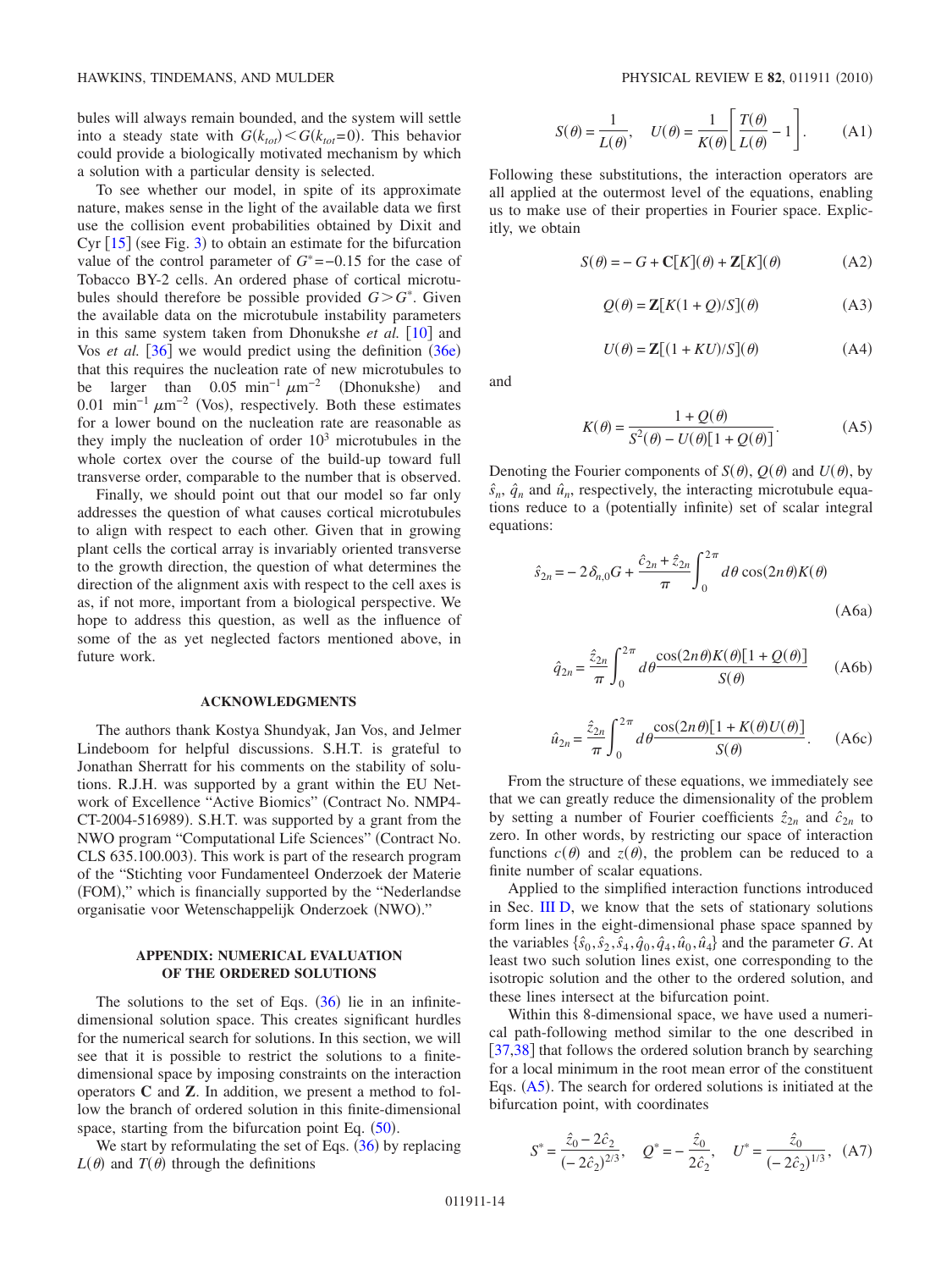bules will always remain bounded, and the system will settle into a steady state with $G(k_{tot}) < G(k_{tot}=0)$. This behavior could provide a biologically motivated mechanism by which a solution with a particular density is selected.

To see whether our model, in spite of its approximate nature, makes sense in the light of the available data we first use the collision event probabilities obtained by Dixit and Cyr [15] (see Fig. 3) to obtain an estimate for the bifurcation value of the control parameter of $G^* = -0.15$ for the case of Tobacco BY-2 cells. An ordered phase of cortical microtubules should therefore be possible provided $G > G^*$. Given the available data on the microtubule instability parameters in this same system taken from Dhonukshe *et al.* [10] and Vos *et al.* [36] we would predict using the definition (36e) that this requires the nucleation rate of new microtubules to be larger than $0.05\ \text{min}^{-1}\ \mu\text{m}^{-2}$ (Dhonukshe) and $0.01\ \text{min}^{-1}\ \mu\text{m}^{-2}$ (Vos), respectively. Both these estimates for a lower bound on the nucleation rate are reasonable as they imply the nucleation of order $10^3$ microtubules in the whole cortex over the course of the build-up toward full transverse order, comparable to the number that is observed.

Finally, we should point out that our model so far only addresses the question of what causes cortical microtubules to align with respect to each other. Given that in growing plant cells the cortical array is invariably oriented transverse to the growth direction, the question of what determines the direction of the alignment axis with respect to the cell axes is as, if not more, important from a biological perspective. We hope to address this question, as well as the influence of some of the as yet neglected factors mentioned above, in future work.

## ACKNOWLEDGMENTS

The authors thank Kostya Shundyak, Jan Vos, and Jelmer Lindeboom for helpful discussions. S.H.T. is grateful to Jonathan Sherratt for his comments on the stability of solutions. R.J.H. was supported by a grant within the EU Network of Excellence "Active Biomics" (Contract No. NMP4-CT-2004-516989). S.H.T. was supported by a grant from the NWO program "Computational Life Sciences" (Contract No. CLS 635.100.003). This work is part of the research program of the "Stichting voor Fundamenteel Onderzoek der Materie (FOM)," which is financially supported by the "Nederlandse organisatie voor Wetenschappelijk Onderzoek (NWO)."

## APPENDIX: NUMERICAL EVALUATION OF THE ORDERED SOLUTIONS

The solutions to the set of Eqs. (36) lie in an infinite-dimensional solution space. This creates significant hurdles for the numerical search for solutions. In this section, we will see that it is possible to restrict the solutions to a finite-dimensional space by imposing constraints on the interaction operators $\mathbf{C}$ and $\mathbf{Z}$. In addition, we present a method to follow the branch of ordered solution in this finite-dimensional space, starting from the bifurcation point Eq. (50).

We start by reformulating the set of Eqs. (36) by replacing $L(\theta)$ and $T(\theta)$ through the definitions

$$S(\theta) = \frac{1}{L(\theta)}, \quad U(\theta) = \frac{1}{K(\theta)}\left[\frac{T(\theta)}{L(\theta)} - 1\right]. \tag{A1}$$

Following these substitutions, the interaction operators are all applied at the outermost level of the equations, enabling us to make use of their properties in Fourier space. Explicitly, we obtain

$$S(\theta) = -G + \mathbf{C}[K](\theta) + \mathbf{Z}[K](\theta) \tag{A2}$$

$$Q(\theta) = \mathbf{Z}[K(1+Q)/S](\theta) \tag{A3}$$

$$U(\theta) = \mathbf{Z}[(1+KU)/S](\theta) \tag{A4}$$

and

$$K(\theta) = \frac{1+Q(\theta)}{S^2(\theta) - U(\theta)[1+Q(\theta)]}. \tag{A5}$$

Denoting the Fourier components of $S(\theta)$, $Q(\theta)$ and $U(\theta)$, by $\hat{s}_n$, $\hat{q}_n$ and $\hat{u}_n$, respectively, the interacting microtubule equations reduce to a (potentially infinite) set of scalar integral equations:

$$\hat{s}_{2n} = -2\delta_{n,0}G + \frac{\hat{c}_{2n} + \hat{z}_{2n}}{\pi}\int_0^{2\pi} d\theta \cos(2n\theta)K(\theta) \tag{A6a}$$

$$\hat{q}_{2n} = \frac{\hat{z}_{2n}}{\pi}\int_0^{2\pi} d\theta \frac{\cos(2n\theta)K(\theta)[1+Q(\theta)]}{S(\theta)} \tag{A6b}$$

$$\hat{u}_{2n} = \frac{\hat{z}_{2n}}{\pi}\int_0^{2\pi} d\theta \frac{\cos(2n\theta)[1+K(\theta)U(\theta)]}{S(\theta)}. \tag{A6c}$$

From the structure of these equations, we immediately see that we can greatly reduce the dimensionality of the problem by setting a number of Fourier coefficients $\hat{z}_{2n}$ and $\hat{c}_{2n}$ to zero. In other words, by restricting our space of interaction functions $c(\theta)$ and $z(\theta)$, the problem can be reduced to a finite number of scalar equations.

Applied to the simplified interaction functions introduced in Sec. III D, we know that the sets of stationary solutions form lines in the eight-dimensional phase space spanned by the variables $\{\hat{s}_0, \hat{s}_2, \hat{s}_4, \hat{q}_0, \hat{q}_4, \hat{u}_0, \hat{u}_4\}$ and the parameter $G$. At least two such solution lines exist, one corresponding to the isotropic solution and the other to the ordered solution, and these lines intersect at the bifurcation point.

Within this 8-dimensional space, we have used a numerical path-following method similar to the one described in [37,38] that follows the ordered solution branch by searching for a local minimum in the root mean error of the constituent Eqs. (A5). The search for ordered solutions is initiated at the bifurcation point, with coordinates

$$S^* = \frac{\hat{z}_0 - 2\hat{c}_2}{(-2\hat{c}_2)^{2/3}}, \quad Q^* = -\frac{\hat{z}_0}{2\hat{c}_2}, \quad U^* = \frac{\hat{z}_0}{(-2\hat{c}_2)^{1/3}}, \tag{A7}$$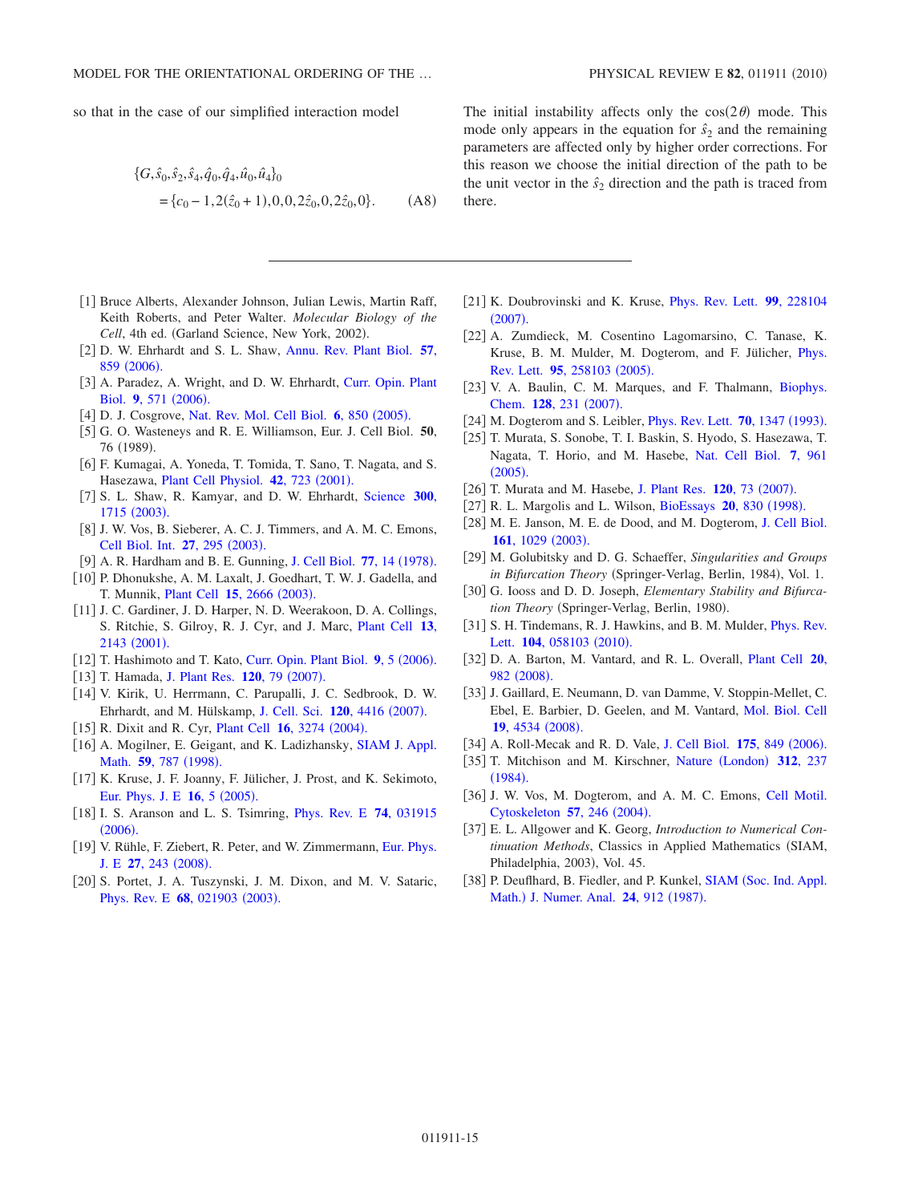so that in the case of our simplified interaction model

$$\{G,\hat{s}_0,\hat{s}_2,\hat{s}_4,\hat{q}_0,\hat{q}_4,\hat{u}_0,\hat{u}_4\}_0 = \{c_0-1,2(\hat{z}_0+1),0,0,2\hat{z}_0,0,2\hat{z}_0,0\}. \quad \text{(A8)}$$

The initial instability affects only the $\cos(2\theta)$ mode. This mode only appears in the equation for $\hat{s}_2$ and the remaining parameters are affected only by higher order corrections. For this reason we choose the initial direction of the path to be the unit vector in the $\hat{s}_2$ direction and the path is traced from there.

---

[1] Bruce Alberts, Alexander Johnson, Julian Lewis, Martin Raff, Keith Roberts, and Peter Walter. *Molecular Biology of the Cell*, 4th ed. (Garland Science, New York, 2002).

[2] D. W. Ehrhardt and S. L. Shaw, Annu. Rev. Plant Biol. **57**, 859 (2006).

[3] A. Paradez, A. Wright, and D. W. Ehrhardt, Curr. Opin. Plant Biol. **9**, 571 (2006).

[4] D. J. Cosgrove, Nat. Rev. Mol. Cell Biol. **6**, 850 (2005).

[5] G. O. Wasteneys and R. E. Williamson, Eur. J. Cell Biol. **50**, 76 (1989).

[6] F. Kumagai, A. Yoneda, T. Tomida, T. Sano, T. Nagata, and S. Hasezawa, Plant Cell Physiol. **42**, 723 (2001).

[7] S. L. Shaw, R. Kamyar, and D. W. Ehrhardt, Science **300**, 1715 (2003).

[8] J. W. Vos, B. Sieberer, A. C. J. Timmers, and A. M. C. Emons, Cell Biol. Int. **27**, 295 (2003).

[9] A. R. Hardham and B. E. Gunning, J. Cell Biol. **77**, 14 (1978).

[10] P. Dhonukshe, A. M. Laxalt, J. Goedhart, T. W. J. Gadella, and T. Munnik, Plant Cell **15**, 2666 (2003).

[11] J. C. Gardiner, J. D. Harper, N. D. Weerakoon, D. A. Collings, S. Ritchie, S. Gilroy, R. J. Cyr, and J. Marc, Plant Cell **13**, 2143 (2001).

[12] T. Hashimoto and T. Kato, Curr. Opin. Plant Biol. **9**, 5 (2006).

[13] T. Hamada, J. Plant Res. **120**, 79 (2007).

[14] V. Kirik, U. Herrmann, C. Parupalli, J. C. Sedbrook, D. W. Ehrhardt, and M. Hülskamp, J. Cell. Sci. **120**, 4416 (2007).

[15] R. Dixit and R. Cyr, Plant Cell **16**, 3274 (2004).

[16] A. Mogilner, E. Geigant, and K. Ladizhansky, SIAM J. Appl. Math. **59**, 787 (1998).

[17] K. Kruse, J. F. Joanny, F. Jülicher, J. Prost, and K. Sekimoto, Eur. Phys. J. E **16**, 5 (2005).

[18] I. S. Aranson and L. S. Tsimring, Phys. Rev. E **74**, 031915 (2006).

[19] V. Rühle, F. Ziebert, R. Peter, and W. Zimmermann, Eur. Phys. J. E **27**, 243 (2008).

[20] S. Portet, J. A. Tuszynski, J. M. Dixon, and M. V. Sataric, Phys. Rev. E **68**, 021903 (2003).

[21] K. Doubrovinski and K. Kruse, Phys. Rev. Lett. **99**, 228104 (2007).

[22] A. Zumdieck, M. Cosentino Lagomarsino, C. Tanase, K. Kruse, B. M. Mulder, M. Dogterom, and F. Jülicher, Phys. Rev. Lett. **95**, 258103 (2005).

[23] V. A. Baulin, C. M. Marques, and F. Thalmann, Biophys. Chem. **128**, 231 (2007).

[24] M. Dogterom and S. Leibler, Phys. Rev. Lett. **70**, 1347 (1993).

[25] T. Murata, S. Sonobe, T. I. Baskin, S. Hyodo, S. Hasezawa, T. Nagata, T. Horio, and M. Hasebe, Nat. Cell Biol. **7**, 961 (2005).

[26] T. Murata and M. Hasebe, J. Plant Res. **120**, 73 (2007).

[27] R. L. Margolis and L. Wilson, BioEssays **20**, 830 (1998).

[28] M. E. Janson, M. E. de Dood, and M. Dogterom, J. Cell Biol. **161**, 1029 (2003).

[29] M. Golubitsky and D. G. Schaeffer, *Singularities and Groups in Bifurcation Theory* (Springer-Verlag, Berlin, 1984), Vol. 1.

[30] G. Iooss and D. D. Joseph, *Elementary Stability and Bifurcation Theory* (Springer-Verlag, Berlin, 1980).

[31] S. H. Tindemans, R. J. Hawkins, and B. M. Mulder, Phys. Rev. Lett. **104**, 058103 (2010).

[32] D. A. Barton, M. Vantard, and R. L. Overall, Plant Cell **20**, 982 (2008).

[33] J. Gaillard, E. Neumann, D. van Damme, V. Stoppin-Mellet, C. Ebel, E. Barbier, D. Geelen, and M. Vantard, Mol. Biol. Cell **19**, 4534 (2008).

[34] A. Roll-Mecak and R. D. Vale, J. Cell Biol. **175**, 849 (2006).

[35] T. Mitchison and M. Kirschner, Nature (London) **312**, 237 (1984).

[36] J. W. Vos, M. Dogterom, and A. M. C. Emons, Cell Motil. Cytoskeleton **57**, 246 (2004).

[37] E. L. Allgower and K. Georg, *Introduction to Numerical Continuation Methods*, Classics in Applied Mathematics (SIAM, Philadelphia, 2003), Vol. 45.

[38] P. Deuflhard, B. Fiedler, and P. Kunkel, SIAM (Soc. Ind. Appl. Math.) J. Numer. Anal. **24**, 912 (1987).